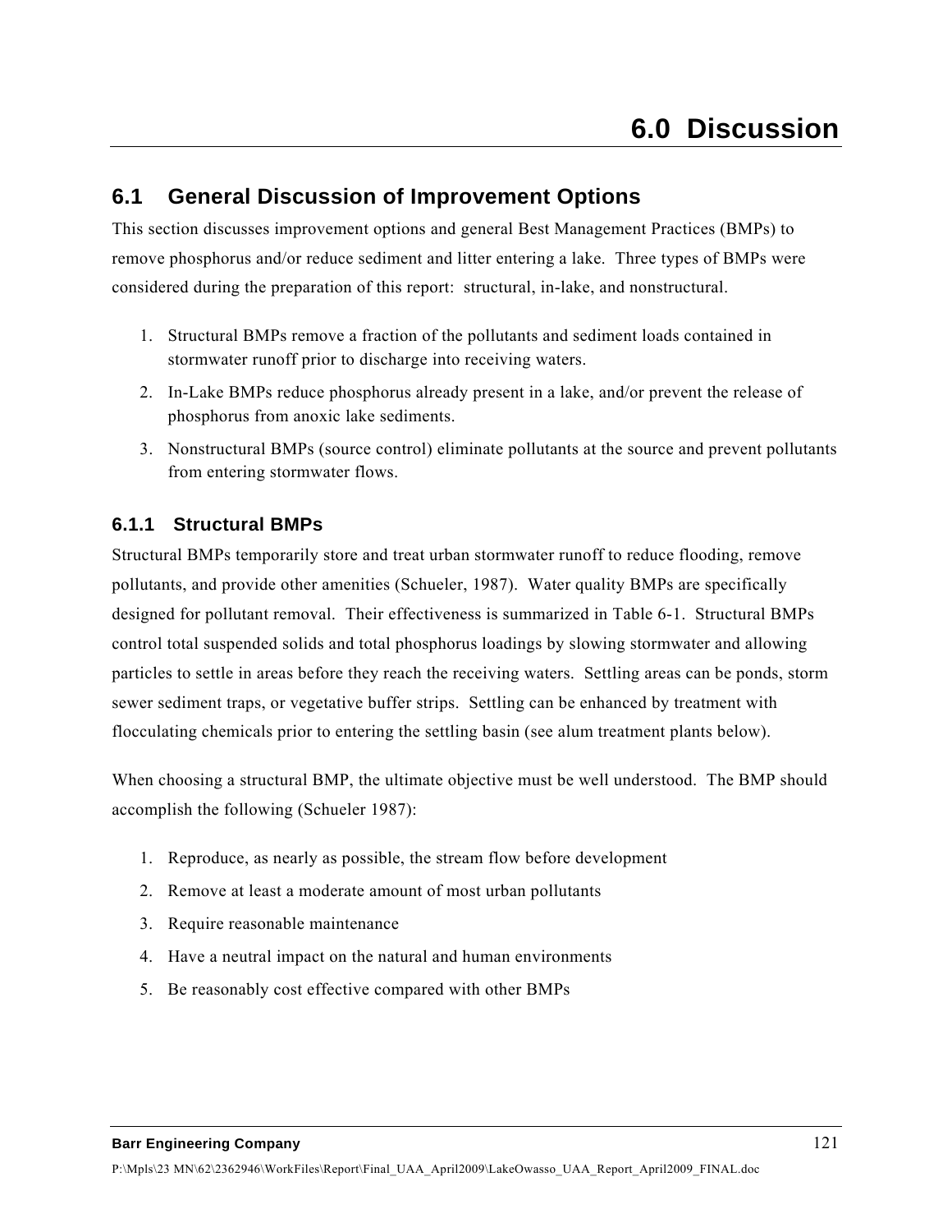# 6.0 Discussion

## 6.1 General Discussion of Improvement Options

This section discusses improvement options and general Best Management Practices (BMPs) to remove phosphorus and/or reduce sediment and litter entering a lake. Three types of BMPs were considered during the preparation of this report: structural, in-lake, and nonstructural.

1. Structural BMPs remove a fraction of the pollutants and sediment loads contained in stormwater runoff prior to discharge into receiving waters.
2. In-Lake BMPs reduce phosphorus already present in a lake, and/or prevent the release of phosphorus from anoxic lake sediments.
3. Nonstructural BMPs (source control) eliminate pollutants at the source and prevent pollutants from entering stormwater flows.

### 6.1.1 Structural BMPs

Structural BMPs temporarily store and treat urban stormwater runoff to reduce flooding, remove pollutants, and provide other amenities (Schueler, 1987). Water quality BMPs are specifically designed for pollutant removal. Their effectiveness is summarized in Table 6-1. Structural BMPs control total suspended solids and total phosphorus loadings by slowing stormwater and allowing particles to settle in areas before they reach the receiving waters. Settling areas can be ponds, storm sewer sediment traps, or vegetative buffer strips. Settling can be enhanced by treatment with flocculating chemicals prior to entering the settling basin (see alum treatment plants below).

When choosing a structural BMP, the ultimate objective must be well understood. The BMP should accomplish the following (Schueler 1987):

1. Reproduce, as nearly as possible, the stream flow before development
2. Remove at least a moderate amount of most urban pollutants
3. Require reasonable maintenance
4. Have a neutral impact on the natural and human environments
5. Be reasonably cost effective compared with other BMPs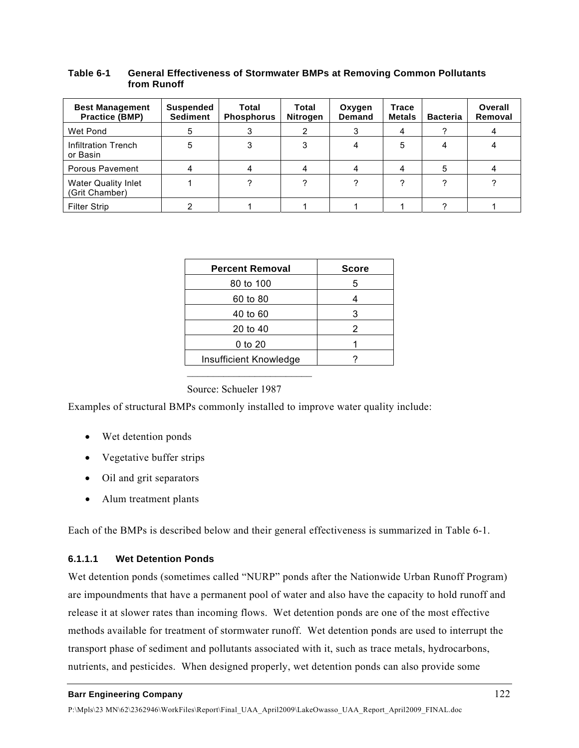**Table 6-1 General Effectiveness of Stormwater BMPs at Removing Common Pollutants from Runoff**

| Best Management Practice (BMP) | Suspended Sediment | Total Phosphorus | Total Nitrogen | Oxygen Demand | Trace Metals | Bacteria | Overall Removal |
|---|---|---|---|---|---|---|---|
| Wet Pond | 5 | 3 | 2 | 3 | 4 | ? | 4 |
| Infiltration Trench or Basin | 5 | 3 | 3 | 4 | 5 | 4 | 4 |
| Porous Pavement | 4 | 4 | 4 | 4 | 4 | 5 | 4 |
| Water Quality Inlet (Grit Chamber) | 1 | ? | ? | ? | ? | ? | ? |
| Filter Strip | 2 | 1 | 1 | 1 | 1 | ? | 1 |

| Percent Removal | Score |
|---|---|
| 80 to 100 | 5 |
| 60 to 80 | 4 |
| 40 to 60 | 3 |
| 20 to 40 | 2 |
| 0 to 20 | 1 |
| Insufficient Knowledge | ? |

Source: Schueler 1987

Examples of structural BMPs commonly installed to improve water quality include:

- Wet detention ponds
- Vegetative buffer strips
- Oil and grit separators
- Alum treatment plants

Each of the BMPs is described below and their general effectiveness is summarized in Table 6-1.

#### 6.1.1.1 Wet Detention Ponds

Wet detention ponds (sometimes called "NURP" ponds after the Nationwide Urban Runoff Program) are impoundments that have a permanent pool of water and also have the capacity to hold runoff and release it at slower rates than incoming flows. Wet detention ponds are one of the most effective methods available for treatment of stormwater runoff. Wet detention ponds are used to interrupt the transport phase of sediment and pollutants associated with it, such as trace metals, hydrocarbons, nutrients, and pesticides. When designed properly, wet detention ponds can also provide some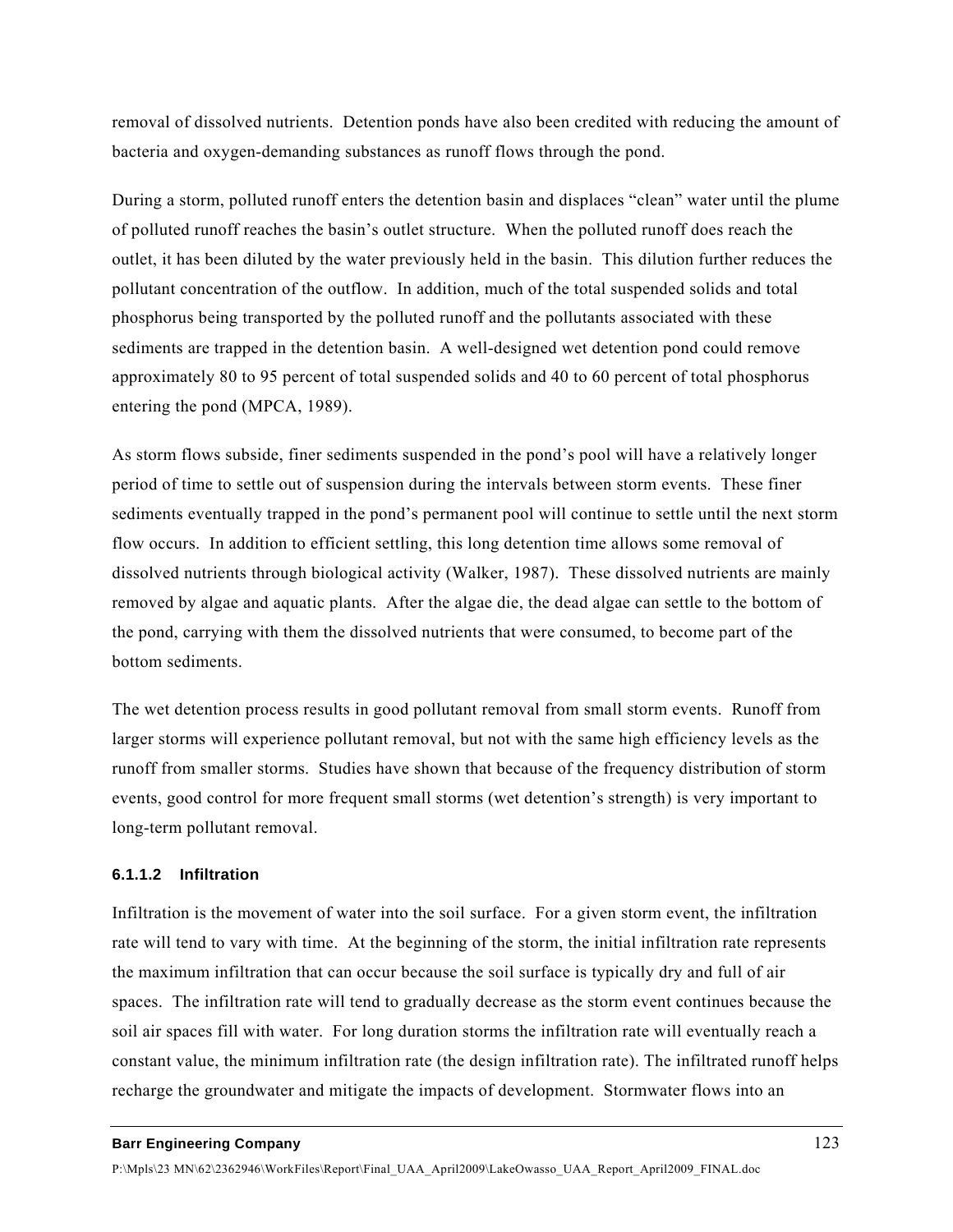removal of dissolved nutrients. Detention ponds have also been credited with reducing the amount of bacteria and oxygen-demanding substances as runoff flows through the pond.

During a storm, polluted runoff enters the detention basin and displaces "clean" water until the plume of polluted runoff reaches the basin's outlet structure. When the polluted runoff does reach the outlet, it has been diluted by the water previously held in the basin. This dilution further reduces the pollutant concentration of the outflow. In addition, much of the total suspended solids and total phosphorus being transported by the polluted runoff and the pollutants associated with these sediments are trapped in the detention basin. A well-designed wet detention pond could remove approximately 80 to 95 percent of total suspended solids and 40 to 60 percent of total phosphorus entering the pond (MPCA, 1989).

As storm flows subside, finer sediments suspended in the pond's pool will have a relatively longer period of time to settle out of suspension during the intervals between storm events. These finer sediments eventually trapped in the pond's permanent pool will continue to settle until the next storm flow occurs. In addition to efficient settling, this long detention time allows some removal of dissolved nutrients through biological activity (Walker, 1987). These dissolved nutrients are mainly removed by algae and aquatic plants. After the algae die, the dead algae can settle to the bottom of the pond, carrying with them the dissolved nutrients that were consumed, to become part of the bottom sediments.

The wet detention process results in good pollutant removal from small storm events. Runoff from larger storms will experience pollutant removal, but not with the same high efficiency levels as the runoff from smaller storms. Studies have shown that because of the frequency distribution of storm events, good control for more frequent small storms (wet detention's strength) is very important to long-term pollutant removal.

#### 6.1.1.2 Infiltration

Infiltration is the movement of water into the soil surface. For a given storm event, the infiltration rate will tend to vary with time. At the beginning of the storm, the initial infiltration rate represents the maximum infiltration that can occur because the soil surface is typically dry and full of air spaces. The infiltration rate will tend to gradually decrease as the storm event continues because the soil air spaces fill with water. For long duration storms the infiltration rate will eventually reach a constant value, the minimum infiltration rate (the design infiltration rate). The infiltrated runoff helps recharge the groundwater and mitigate the impacts of development. Stormwater flows into an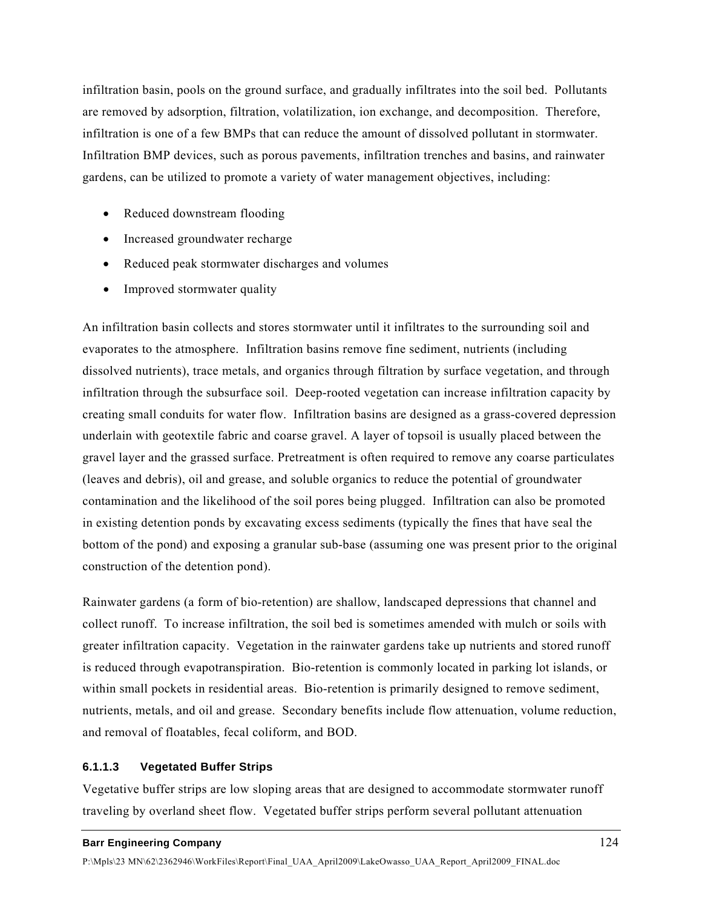infiltration basin, pools on the ground surface, and gradually infiltrates into the soil bed. Pollutants are removed by adsorption, filtration, volatilization, ion exchange, and decomposition. Therefore, infiltration is one of a few BMPs that can reduce the amount of dissolved pollutant in stormwater. Infiltration BMP devices, such as porous pavements, infiltration trenches and basins, and rainwater gardens, can be utilized to promote a variety of water management objectives, including:

- Reduced downstream flooding
- Increased groundwater recharge
- Reduced peak stormwater discharges and volumes
- Improved stormwater quality

An infiltration basin collects and stores stormwater until it infiltrates to the surrounding soil and evaporates to the atmosphere. Infiltration basins remove fine sediment, nutrients (including dissolved nutrients), trace metals, and organics through filtration by surface vegetation, and through infiltration through the subsurface soil. Deep-rooted vegetation can increase infiltration capacity by creating small conduits for water flow. Infiltration basins are designed as a grass-covered depression underlain with geotextile fabric and coarse gravel. A layer of topsoil is usually placed between the gravel layer and the grassed surface. Pretreatment is often required to remove any coarse particulates (leaves and debris), oil and grease, and soluble organics to reduce the potential of groundwater contamination and the likelihood of the soil pores being plugged. Infiltration can also be promoted in existing detention ponds by excavating excess sediments (typically the fines that have seal the bottom of the pond) and exposing a granular sub-base (assuming one was present prior to the original construction of the detention pond).

Rainwater gardens (a form of bio-retention) are shallow, landscaped depressions that channel and collect runoff. To increase infiltration, the soil bed is sometimes amended with mulch or soils with greater infiltration capacity. Vegetation in the rainwater gardens take up nutrients and stored runoff is reduced through evapotranspiration. Bio-retention is commonly located in parking lot islands, or within small pockets in residential areas. Bio-retention is primarily designed to remove sediment, nutrients, metals, and oil and grease. Secondary benefits include flow attenuation, volume reduction, and removal of floatables, fecal coliform, and BOD.

#### 6.1.1.3 Vegetated Buffer Strips

Vegetative buffer strips are low sloping areas that are designed to accommodate stormwater runoff traveling by overland sheet flow. Vegetated buffer strips perform several pollutant attenuation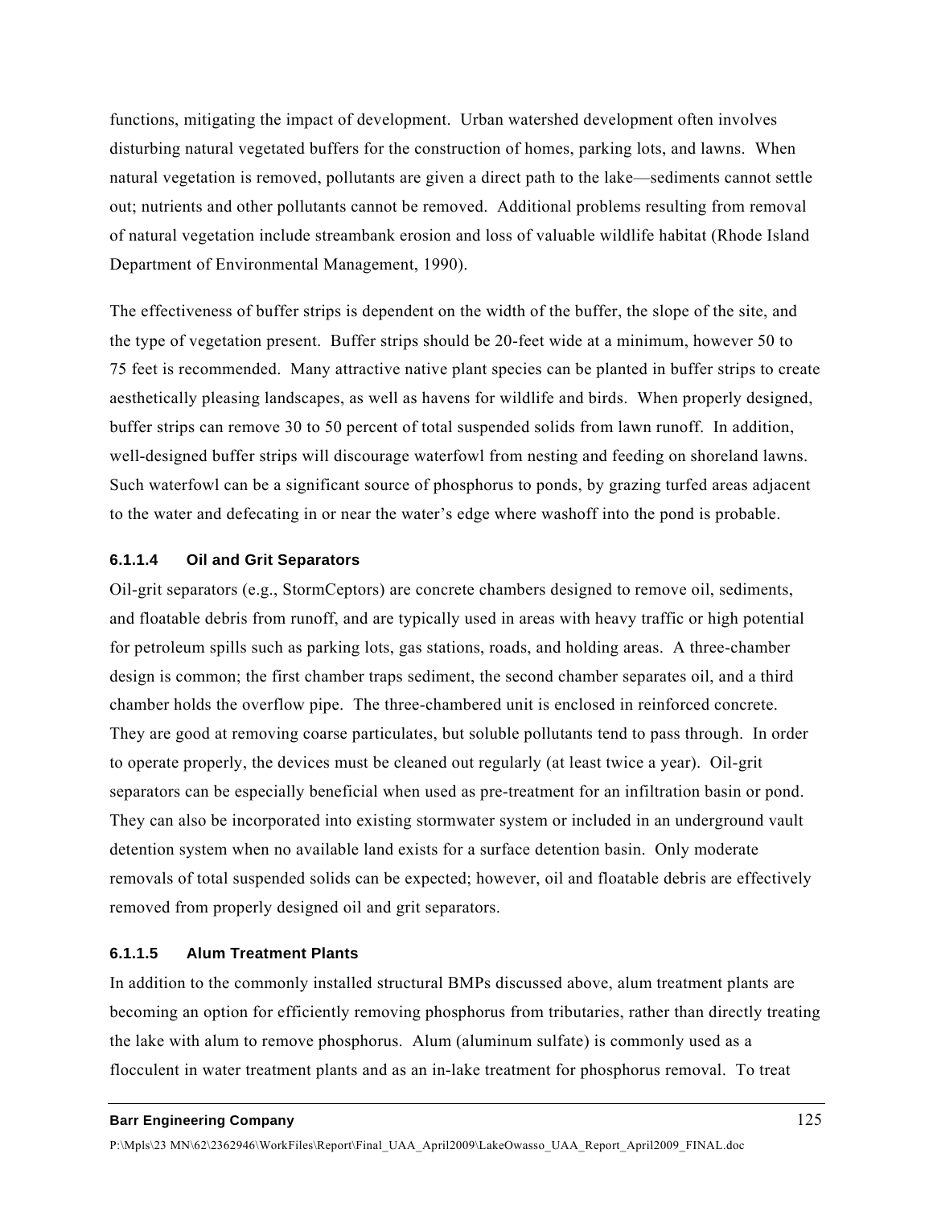functions, mitigating the impact of development. Urban watershed development often involves disturbing natural vegetated buffers for the construction of homes, parking lots, and lawns. When natural vegetation is removed, pollutants are given a direct path to the lake—sediments cannot settle out; nutrients and other pollutants cannot be removed. Additional problems resulting from removal of natural vegetation include streambank erosion and loss of valuable wildlife habitat (Rhode Island Department of Environmental Management, 1990).

The effectiveness of buffer strips is dependent on the width of the buffer, the slope of the site, and the type of vegetation present. Buffer strips should be 20-feet wide at a minimum, however 50 to 75 feet is recommended. Many attractive native plant species can be planted in buffer strips to create aesthetically pleasing landscapes, as well as havens for wildlife and birds. When properly designed, buffer strips can remove 30 to 50 percent of total suspended solids from lawn runoff. In addition, well-designed buffer strips will discourage waterfowl from nesting and feeding on shoreland lawns. Such waterfowl can be a significant source of phosphorus to ponds, by grazing turfed areas adjacent to the water and defecating in or near the water's edge where washoff into the pond is probable.

#### 6.1.1.4 Oil and Grit Separators

Oil-grit separators (e.g., StormCeptors) are concrete chambers designed to remove oil, sediments, and floatable debris from runoff, and are typically used in areas with heavy traffic or high potential for petroleum spills such as parking lots, gas stations, roads, and holding areas. A three-chamber design is common; the first chamber traps sediment, the second chamber separates oil, and a third chamber holds the overflow pipe. The three-chambered unit is enclosed in reinforced concrete. They are good at removing coarse particulates, but soluble pollutants tend to pass through. In order to operate properly, the devices must be cleaned out regularly (at least twice a year). Oil-grit separators can be especially beneficial when used as pre-treatment for an infiltration basin or pond. They can also be incorporated into existing stormwater system or included in an underground vault detention system when no available land exists for a surface detention basin. Only moderate removals of total suspended solids can be expected; however, oil and floatable debris are effectively removed from properly designed oil and grit separators.

#### 6.1.1.5 Alum Treatment Plants

In addition to the commonly installed structural BMPs discussed above, alum treatment plants are becoming an option for efficiently removing phosphorus from tributaries, rather than directly treating the lake with alum to remove phosphorus. Alum (aluminum sulfate) is commonly used as a flocculent in water treatment plants and as an in-lake treatment for phosphorus removal. To treat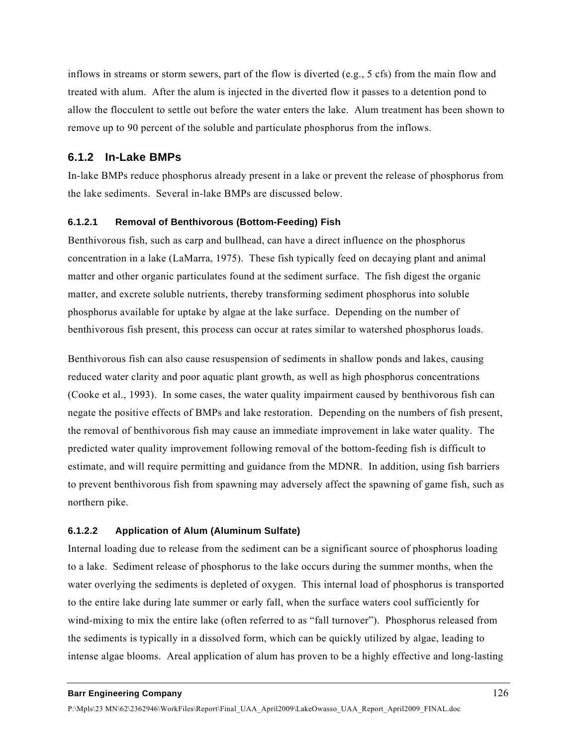inflows in streams or storm sewers, part of the flow is diverted (e.g., 5 cfs) from the main flow and treated with alum. After the alum is injected in the diverted flow it passes to a detention pond to allow the flocculent to settle out before the water enters the lake. Alum treatment has been shown to remove up to 90 percent of the soluble and particulate phosphorus from the inflows.

### 6.1.2 In-Lake BMPs

In-lake BMPs reduce phosphorus already present in a lake or prevent the release of phosphorus from the lake sediments. Several in-lake BMPs are discussed below.

#### 6.1.2.1 Removal of Benthivorous (Bottom-Feeding) Fish

Benthivorous fish, such as carp and bullhead, can have a direct influence on the phosphorus concentration in a lake (LaMarra, 1975). These fish typically feed on decaying plant and animal matter and other organic particulates found at the sediment surface. The fish digest the organic matter, and excrete soluble nutrients, thereby transforming sediment phosphorus into soluble phosphorus available for uptake by algae at the lake surface. Depending on the number of benthivorous fish present, this process can occur at rates similar to watershed phosphorus loads.

Benthivorous fish can also cause resuspension of sediments in shallow ponds and lakes, causing reduced water clarity and poor aquatic plant growth, as well as high phosphorus concentrations (Cooke et al., 1993). In some cases, the water quality impairment caused by benthivorous fish can negate the positive effects of BMPs and lake restoration. Depending on the numbers of fish present, the removal of benthivorous fish may cause an immediate improvement in lake water quality. The predicted water quality improvement following removal of the bottom-feeding fish is difficult to estimate, and will require permitting and guidance from the MDNR. In addition, using fish barriers to prevent benthivorous fish from spawning may adversely affect the spawning of game fish, such as northern pike.

#### 6.1.2.2 Application of Alum (Aluminum Sulfate)

Internal loading due to release from the sediment can be a significant source of phosphorus loading to a lake. Sediment release of phosphorus to the lake occurs during the summer months, when the water overlying the sediments is depleted of oxygen. This internal load of phosphorus is transported to the entire lake during late summer or early fall, when the surface waters cool sufficiently for wind-mixing to mix the entire lake (often referred to as "fall turnover"). Phosphorus released from the sediments is typically in a dissolved form, which can be quickly utilized by algae, leading to intense algae blooms. Areal application of alum has proven to be a highly effective and long-lasting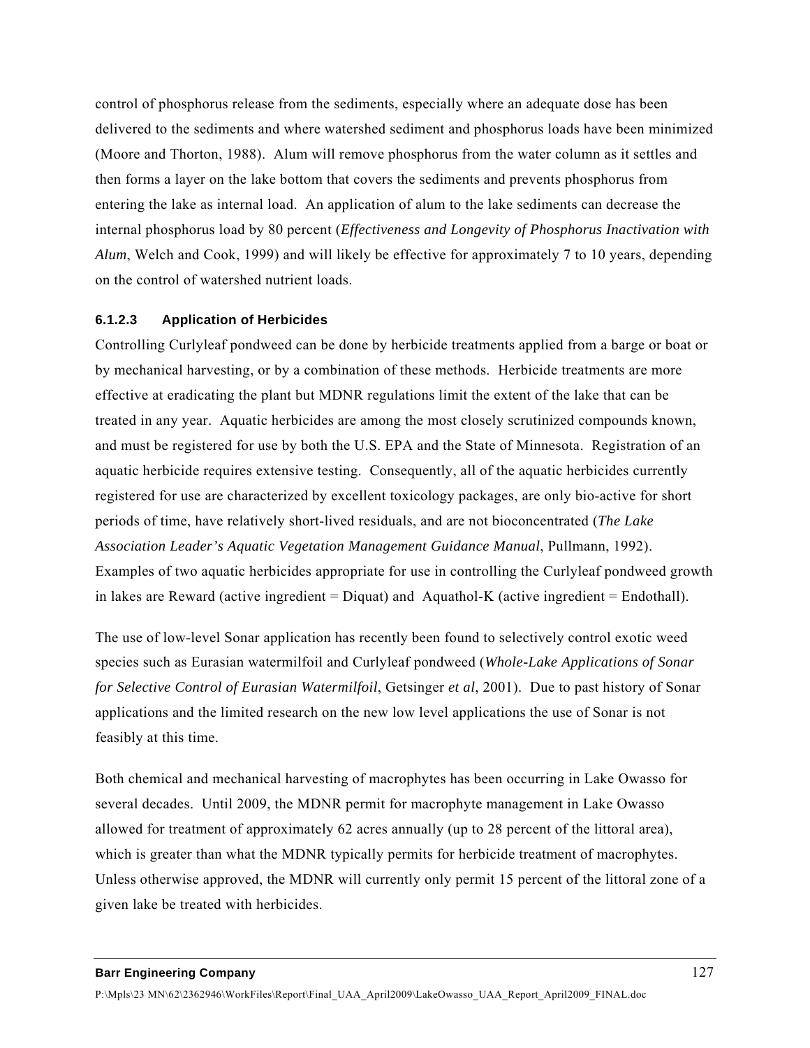control of phosphorus release from the sediments, especially where an adequate dose has been delivered to the sediments and where watershed sediment and phosphorus loads have been minimized (Moore and Thorton, 1988). Alum will remove phosphorus from the water column as it settles and then forms a layer on the lake bottom that covers the sediments and prevents phosphorus from entering the lake as internal load. An application of alum to the lake sediments can decrease the internal phosphorus load by 80 percent (*Effectiveness and Longevity of Phosphorus Inactivation with Alum*, Welch and Cook, 1999) and will likely be effective for approximately 7 to 10 years, depending on the control of watershed nutrient loads.

#### 6.1.2.3 Application of Herbicides

Controlling Curlyleaf pondweed can be done by herbicide treatments applied from a barge or boat or by mechanical harvesting, or by a combination of these methods. Herbicide treatments are more effective at eradicating the plant but MDNR regulations limit the extent of the lake that can be treated in any year. Aquatic herbicides are among the most closely scrutinized compounds known, and must be registered for use by both the U.S. EPA and the State of Minnesota. Registration of an aquatic herbicide requires extensive testing. Consequently, all of the aquatic herbicides currently registered for use are characterized by excellent toxicology packages, are only bio-active for short periods of time, have relatively short-lived residuals, and are not bioconcentrated (*The Lake Association Leader's Aquatic Vegetation Management Guidance Manual*, Pullmann, 1992). Examples of two aquatic herbicides appropriate for use in controlling the Curlyleaf pondweed growth in lakes are Reward (active ingredient = Diquat) and Aquathol-K (active ingredient = Endothall).

The use of low-level Sonar application has recently been found to selectively control exotic weed species such as Eurasian watermilfoil and Curlyleaf pondweed (*Whole-Lake Applications of Sonar for Selective Control of Eurasian Watermilfoil*, Getsinger *et al*, 2001). Due to past history of Sonar applications and the limited research on the new low level applications the use of Sonar is not feasibly at this time.

Both chemical and mechanical harvesting of macrophytes has been occurring in Lake Owasso for several decades. Until 2009, the MDNR permit for macrophyte management in Lake Owasso allowed for treatment of approximately 62 acres annually (up to 28 percent of the littoral area), which is greater than what the MDNR typically permits for herbicide treatment of macrophytes. Unless otherwise approved, the MDNR will currently only permit 15 percent of the littoral zone of a given lake be treated with herbicides.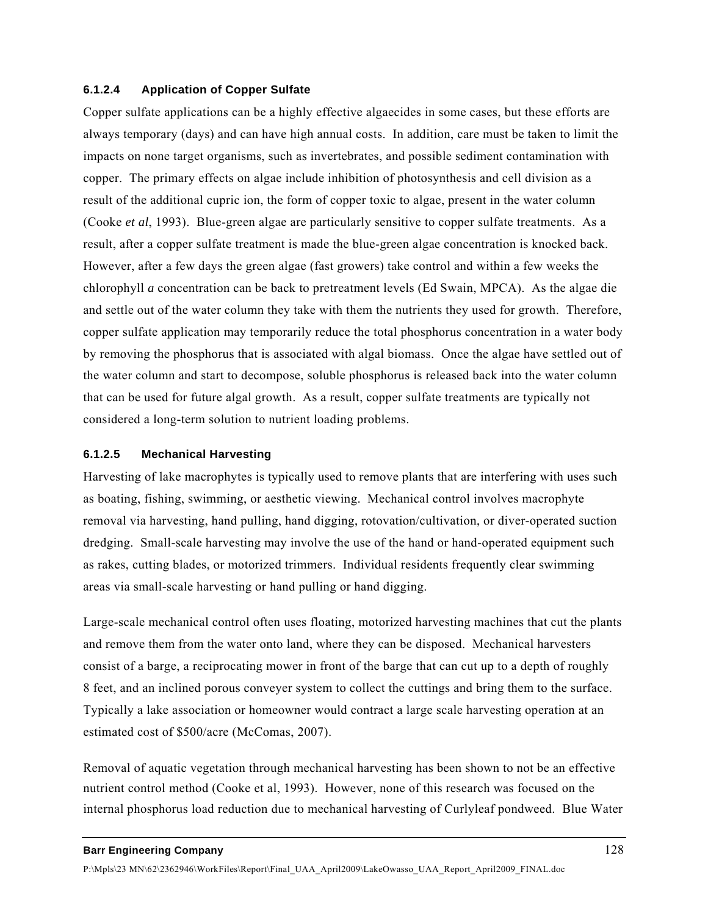#### 6.1.2.4 Application of Copper Sulfate

Copper sulfate applications can be a highly effective algaecides in some cases, but these efforts are always temporary (days) and can have high annual costs. In addition, care must be taken to limit the impacts on none target organisms, such as invertebrates, and possible sediment contamination with copper. The primary effects on algae include inhibition of photosynthesis and cell division as a result of the additional cupric ion, the form of copper toxic to algae, present in the water column (Cooke *et al*, 1993). Blue-green algae are particularly sensitive to copper sulfate treatments. As a result, after a copper sulfate treatment is made the blue-green algae concentration is knocked back. However, after a few days the green algae (fast growers) take control and within a few weeks the chlorophyll *a* concentration can be back to pretreatment levels (Ed Swain, MPCA). As the algae die and settle out of the water column they take with them the nutrients they used for growth. Therefore, copper sulfate application may temporarily reduce the total phosphorus concentration in a water body by removing the phosphorus that is associated with algal biomass. Once the algae have settled out of the water column and start to decompose, soluble phosphorus is released back into the water column that can be used for future algal growth. As a result, copper sulfate treatments are typically not considered a long-term solution to nutrient loading problems.

#### 6.1.2.5 Mechanical Harvesting

Harvesting of lake macrophytes is typically used to remove plants that are interfering with uses such as boating, fishing, swimming, or aesthetic viewing. Mechanical control involves macrophyte removal via harvesting, hand pulling, hand digging, rotovation/cultivation, or diver-operated suction dredging. Small-scale harvesting may involve the use of the hand or hand-operated equipment such as rakes, cutting blades, or motorized trimmers. Individual residents frequently clear swimming areas via small-scale harvesting or hand pulling or hand digging.

Large-scale mechanical control often uses floating, motorized harvesting machines that cut the plants and remove them from the water onto land, where they can be disposed. Mechanical harvesters consist of a barge, a reciprocating mower in front of the barge that can cut up to a depth of roughly 8 feet, and an inclined porous conveyer system to collect the cuttings and bring them to the surface. Typically a lake association or homeowner would contract a large scale harvesting operation at an estimated cost of $500/acre (McComas, 2007).

Removal of aquatic vegetation through mechanical harvesting has been shown to not be an effective nutrient control method (Cooke et al, 1993). However, none of this research was focused on the internal phosphorus load reduction due to mechanical harvesting of Curlyleaf pondweed. Blue Water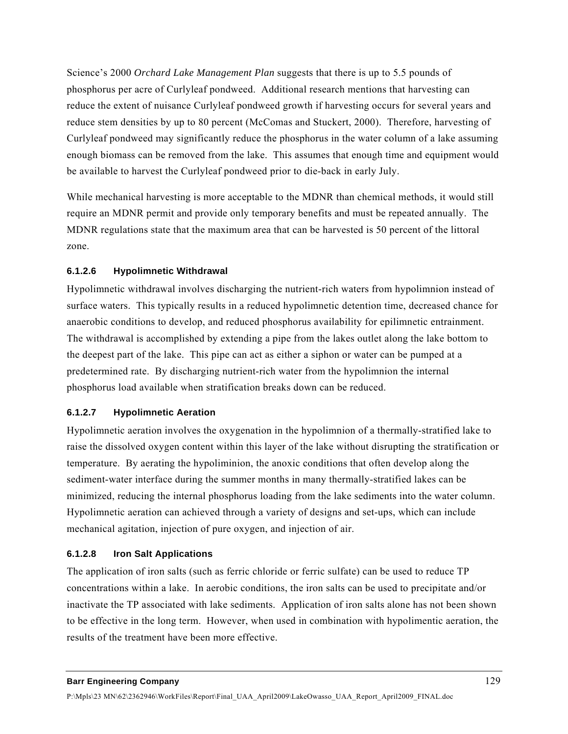Science's 2000 *Orchard Lake Management Plan* suggests that there is up to 5.5 pounds of phosphorus per acre of Curlyleaf pondweed. Additional research mentions that harvesting can reduce the extent of nuisance Curlyleaf pondweed growth if harvesting occurs for several years and reduce stem densities by up to 80 percent (McComas and Stuckert, 2000). Therefore, harvesting of Curlyleaf pondweed may significantly reduce the phosphorus in the water column of a lake assuming enough biomass can be removed from the lake. This assumes that enough time and equipment would be available to harvest the Curlyleaf pondweed prior to die-back in early July.

While mechanical harvesting is more acceptable to the MDNR than chemical methods, it would still require an MDNR permit and provide only temporary benefits and must be repeated annually. The MDNR regulations state that the maximum area that can be harvested is 50 percent of the littoral zone.

#### 6.1.2.6 Hypolimnetic Withdrawal

Hypolimnetic withdrawal involves discharging the nutrient-rich waters from hypolimnion instead of surface waters. This typically results in a reduced hypolimnetic detention time, decreased chance for anaerobic conditions to develop, and reduced phosphorus availability for epilimnetic entrainment. The withdrawal is accomplished by extending a pipe from the lakes outlet along the lake bottom to the deepest part of the lake. This pipe can act as either a siphon or water can be pumped at a predetermined rate. By discharging nutrient-rich water from the hypolimnion the internal phosphorus load available when stratification breaks down can be reduced.

#### 6.1.2.7 Hypolimnetic Aeration

Hypolimnetic aeration involves the oxygenation in the hypolimnion of a thermally-stratified lake to raise the dissolved oxygen content within this layer of the lake without disrupting the stratification or temperature. By aerating the hypoliminion, the anoxic conditions that often develop along the sediment-water interface during the summer months in many thermally-stratified lakes can be minimized, reducing the internal phosphorus loading from the lake sediments into the water column. Hypolimnetic aeration can achieved through a variety of designs and set-ups, which can include mechanical agitation, injection of pure oxygen, and injection of air.

#### 6.1.2.8 Iron Salt Applications

The application of iron salts (such as ferric chloride or ferric sulfate) can be used to reduce TP concentrations within a lake. In aerobic conditions, the iron salts can be used to precipitate and/or inactivate the TP associated with lake sediments. Application of iron salts alone has not been shown to be effective in the long term. However, when used in combination with hypolimentic aeration, the results of the treatment have been more effective.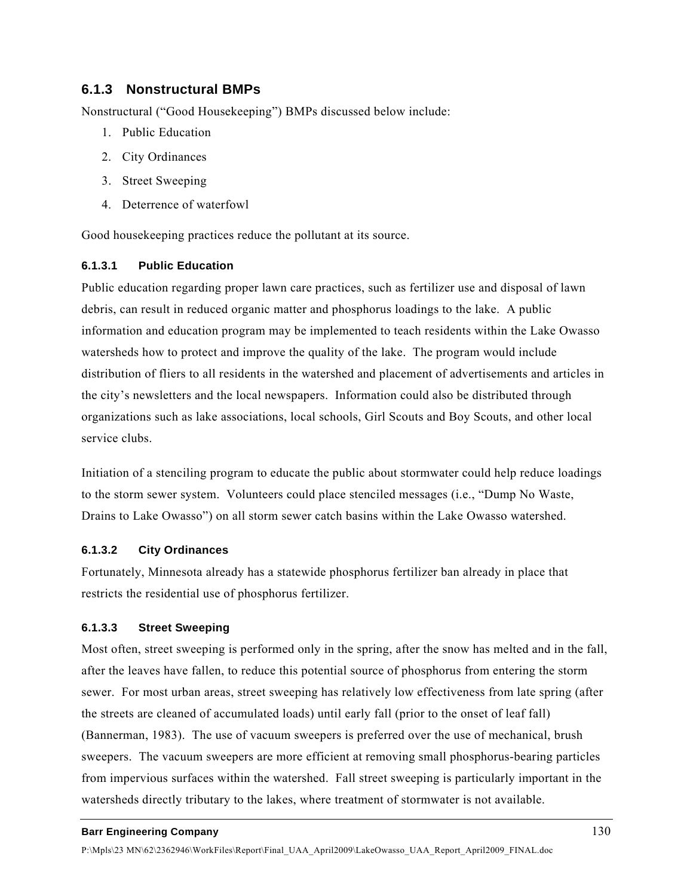### 6.1.3 Nonstructural BMPs

Nonstructural ("Good Housekeeping") BMPs discussed below include:

1. Public Education
2. City Ordinances
3. Street Sweeping
4. Deterrence of waterfowl

Good housekeeping practices reduce the pollutant at its source.

#### 6.1.3.1 Public Education

Public education regarding proper lawn care practices, such as fertilizer use and disposal of lawn debris, can result in reduced organic matter and phosphorus loadings to the lake. A public information and education program may be implemented to teach residents within the Lake Owasso watersheds how to protect and improve the quality of the lake. The program would include distribution of fliers to all residents in the watershed and placement of advertisements and articles in the city's newsletters and the local newspapers. Information could also be distributed through organizations such as lake associations, local schools, Girl Scouts and Boy Scouts, and other local service clubs.

Initiation of a stenciling program to educate the public about stormwater could help reduce loadings to the storm sewer system. Volunteers could place stenciled messages (i.e., "Dump No Waste, Drains to Lake Owasso") on all storm sewer catch basins within the Lake Owasso watershed.

#### 6.1.3.2 City Ordinances

Fortunately, Minnesota already has a statewide phosphorus fertilizer ban already in place that restricts the residential use of phosphorus fertilizer.

#### 6.1.3.3 Street Sweeping

Most often, street sweeping is performed only in the spring, after the snow has melted and in the fall, after the leaves have fallen, to reduce this potential source of phosphorus from entering the storm sewer. For most urban areas, street sweeping has relatively low effectiveness from late spring (after the streets are cleaned of accumulated loads) until early fall (prior to the onset of leaf fall) (Bannerman, 1983). The use of vacuum sweepers is preferred over the use of mechanical, brush sweepers. The vacuum sweepers are more efficient at removing small phosphorus-bearing particles from impervious surfaces within the watershed. Fall street sweeping is particularly important in the watersheds directly tributary to the lakes, where treatment of stormwater is not available.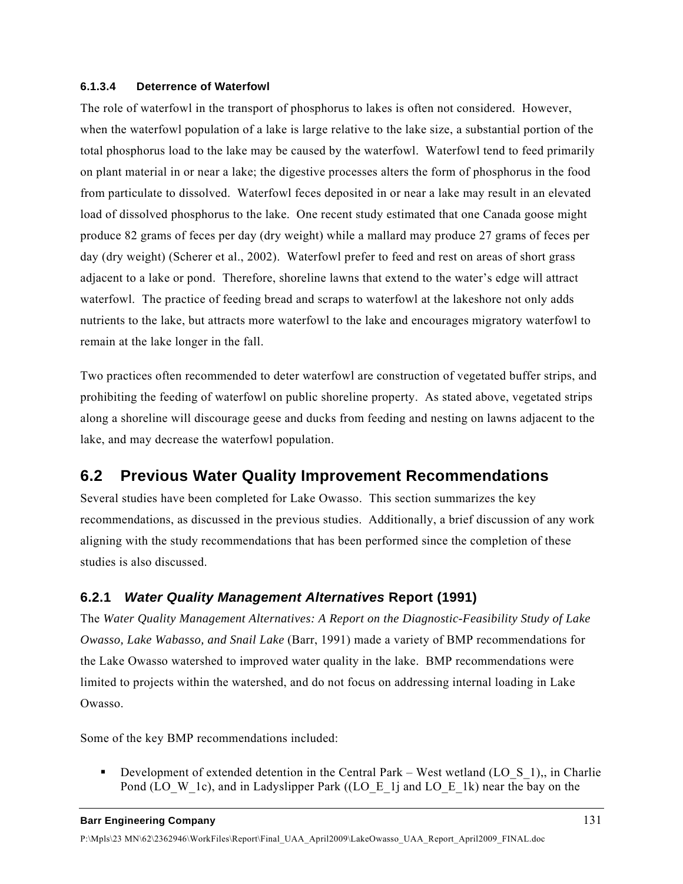#### 6.1.3.4 Deterrence of Waterfowl

The role of waterfowl in the transport of phosphorus to lakes is often not considered. However, when the waterfowl population of a lake is large relative to the lake size, a substantial portion of the total phosphorus load to the lake may be caused by the waterfowl. Waterfowl tend to feed primarily on plant material in or near a lake; the digestive processes alters the form of phosphorus in the food from particulate to dissolved. Waterfowl feces deposited in or near a lake may result in an elevated load of dissolved phosphorus to the lake. One recent study estimated that one Canada goose might produce 82 grams of feces per day (dry weight) while a mallard may produce 27 grams of feces per day (dry weight) (Scherer et al., 2002). Waterfowl prefer to feed and rest on areas of short grass adjacent to a lake or pond. Therefore, shoreline lawns that extend to the water's edge will attract waterfowl. The practice of feeding bread and scraps to waterfowl at the lakeshore not only adds nutrients to the lake, but attracts more waterfowl to the lake and encourages migratory waterfowl to remain at the lake longer in the fall.

Two practices often recommended to deter waterfowl are construction of vegetated buffer strips, and prohibiting the feeding of waterfowl on public shoreline property. As stated above, vegetated strips along a shoreline will discourage geese and ducks from feeding and nesting on lawns adjacent to the lake, and may decrease the waterfowl population.

## 6.2 Previous Water Quality Improvement Recommendations

Several studies have been completed for Lake Owasso. This section summarizes the key recommendations, as discussed in the previous studies. Additionally, a brief discussion of any work aligning with the study recommendations that has been performed since the completion of these studies is also discussed.

### 6.2.1 *Water Quality Management Alternatives* Report (1991)

The *Water Quality Management Alternatives: A Report on the Diagnostic-Feasibility Study of Lake Owasso, Lake Wabasso, and Snail Lake* (Barr, 1991) made a variety of BMP recommendations for the Lake Owasso watershed to improved water quality in the lake. BMP recommendations were limited to projects within the watershed, and do not focus on addressing internal loading in Lake Owasso.

Some of the key BMP recommendations included:

- Development of extended detention in the Central Park – West wetland (LO_S_1),, in Charlie Pond (LO_W_1c), and in Ladyslipper Park ((LO_E_1j and LO_E_1k) near the bay on the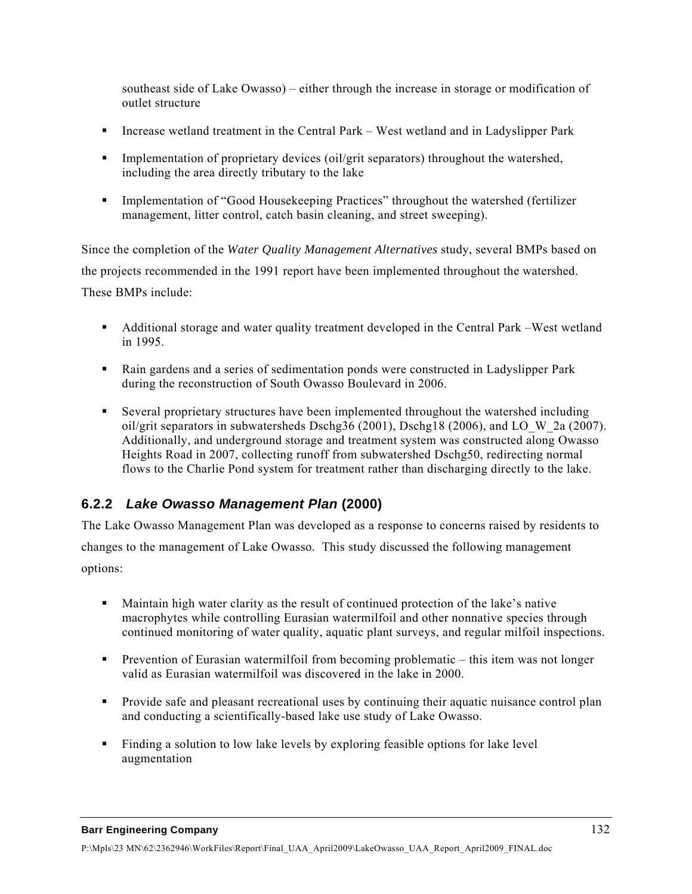southeast side of Lake Owasso) – either through the increase in storage or modification of outlet structure

- Increase wetland treatment in the Central Park – West wetland and in Ladyslipper Park
- Implementation of proprietary devices (oil/grit separators) throughout the watershed, including the area directly tributary to the lake
- Implementation of "Good Housekeeping Practices" throughout the watershed (fertilizer management, litter control, catch basin cleaning, and street sweeping).

Since the completion of the *Water Quality Management Alternatives* study, several BMPs based on the projects recommended in the 1991 report have been implemented throughout the watershed. These BMPs include:

- Additional storage and water quality treatment developed in the Central Park –West wetland in 1995.
- Rain gardens and a series of sedimentation ponds were constructed in Ladyslipper Park during the reconstruction of South Owasso Boulevard in 2006.
- Several proprietary structures have been implemented throughout the watershed including oil/grit separators in subwatersheds Dschg36 (2001), Dschg18 (2006), and LO_W_2a (2007). Additionally, and underground storage and treatment system was constructed along Owasso Heights Road in 2007, collecting runoff from subwatershed Dschg50, redirecting normal flows to the Charlie Pond system for treatment rather than discharging directly to the lake.

### 6.2.2 *Lake Owasso Management Plan* (2000)

The Lake Owasso Management Plan was developed as a response to concerns raised by residents to changes to the management of Lake Owasso. This study discussed the following management options:

- Maintain high water clarity as the result of continued protection of the lake's native macrophytes while controlling Eurasian watermilfoil and other nonnative species through continued monitoring of water quality, aquatic plant surveys, and regular milfoil inspections.
- Prevention of Eurasian watermilfoil from becoming problematic – this item was not longer valid as Eurasian watermilfoil was discovered in the lake in 2000.
- Provide safe and pleasant recreational uses by continuing their aquatic nuisance control plan and conducting a scientifically-based lake use study of Lake Owasso.
- Finding a solution to low lake levels by exploring feasible options for lake level augmentation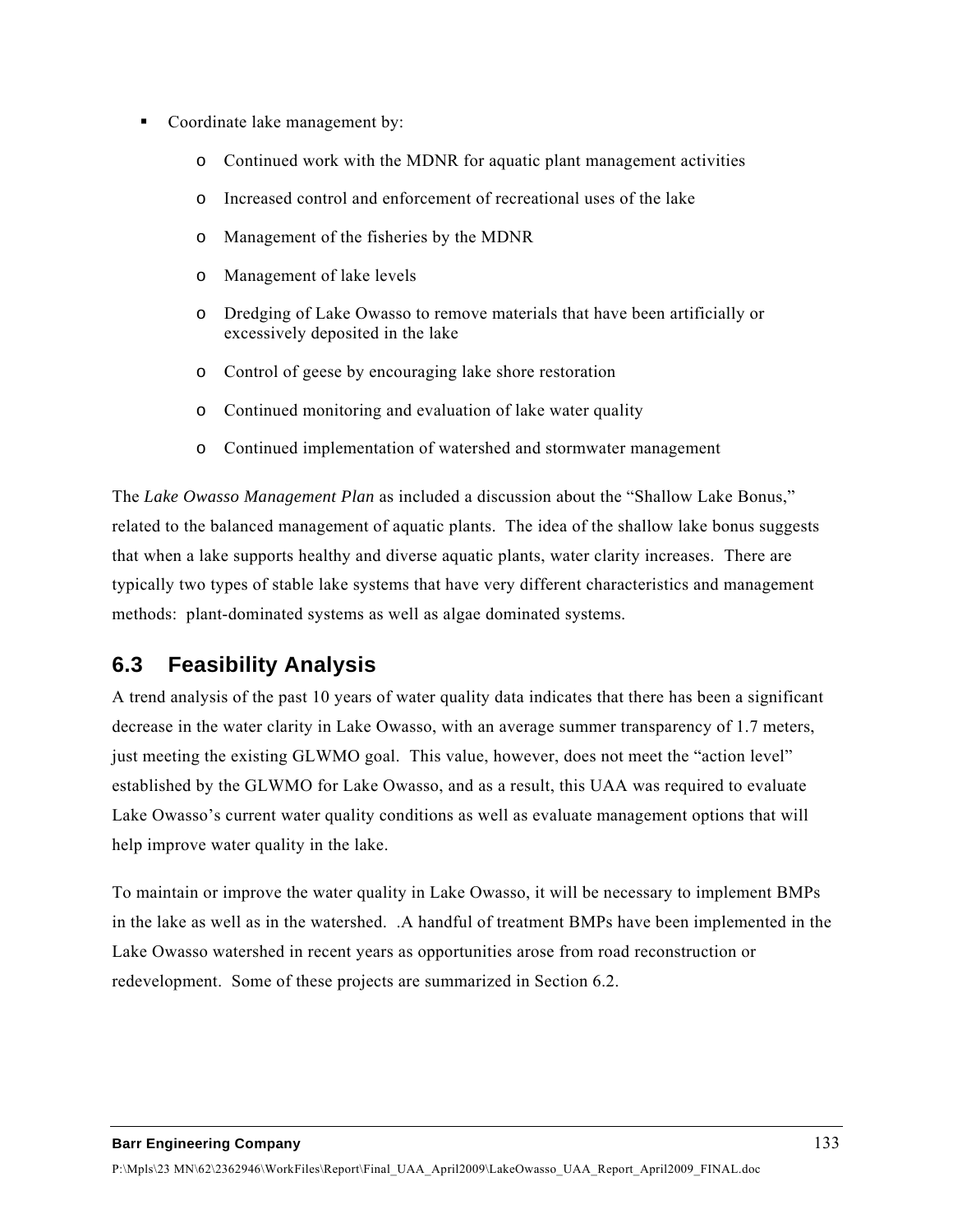- Coordinate lake management by:
  - Continued work with the MDNR for aquatic plant management activities
  - Increased control and enforcement of recreational uses of the lake
  - Management of the fisheries by the MDNR
  - Management of lake levels
  - Dredging of Lake Owasso to remove materials that have been artificially or excessively deposited in the lake
  - Control of geese by encouraging lake shore restoration
  - Continued monitoring and evaluation of lake water quality
  - Continued implementation of watershed and stormwater management

The *Lake Owasso Management Plan* as included a discussion about the "Shallow Lake Bonus," related to the balanced management of aquatic plants. The idea of the shallow lake bonus suggests that when a lake supports healthy and diverse aquatic plants, water clarity increases. There are typically two types of stable lake systems that have very different characteristics and management methods: plant-dominated systems as well as algae dominated systems.

## 6.3 Feasibility Analysis

A trend analysis of the past 10 years of water quality data indicates that there has been a significant decrease in the water clarity in Lake Owasso, with an average summer transparency of 1.7 meters, just meeting the existing GLWMO goal. This value, however, does not meet the "action level" established by the GLWMO for Lake Owasso, and as a result, this UAA was required to evaluate Lake Owasso's current water quality conditions as well as evaluate management options that will help improve water quality in the lake.

To maintain or improve the water quality in Lake Owasso, it will be necessary to implement BMPs in the lake as well as in the watershed. .A handful of treatment BMPs have been implemented in the Lake Owasso watershed in recent years as opportunities arose from road reconstruction or redevelopment. Some of these projects are summarized in Section 6.2.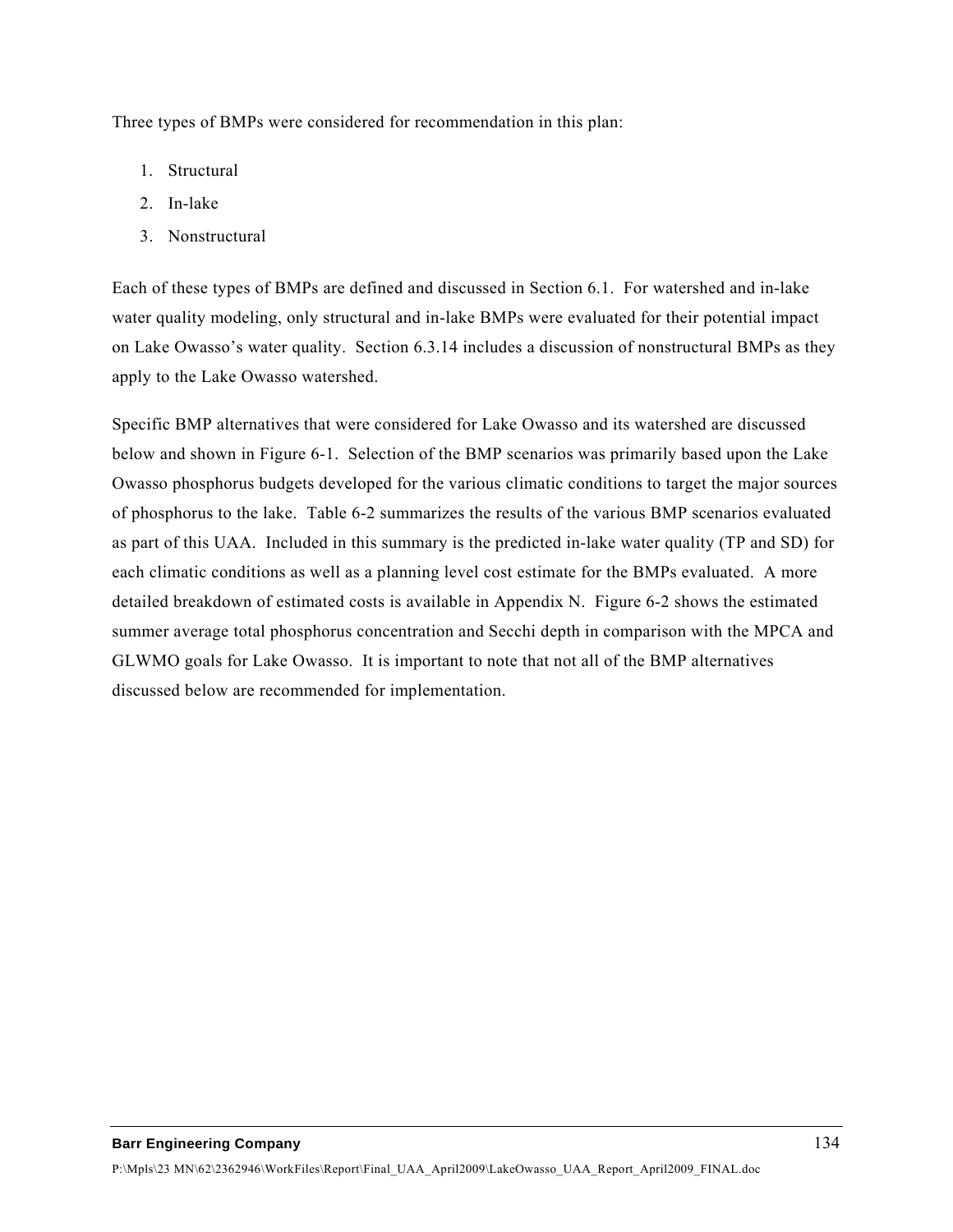Three types of BMPs were considered for recommendation in this plan:

1. Structural
2. In-lake
3. Nonstructural

Each of these types of BMPs are defined and discussed in Section 6.1. For watershed and in-lake water quality modeling, only structural and in-lake BMPs were evaluated for their potential impact on Lake Owasso's water quality. Section 6.3.14 includes a discussion of nonstructural BMPs as they apply to the Lake Owasso watershed.

Specific BMP alternatives that were considered for Lake Owasso and its watershed are discussed below and shown in Figure 6-1. Selection of the BMP scenarios was primarily based upon the Lake Owasso phosphorus budgets developed for the various climatic conditions to target the major sources of phosphorus to the lake. Table 6-2 summarizes the results of the various BMP scenarios evaluated as part of this UAA. Included in this summary is the predicted in-lake water quality (TP and SD) for each climatic conditions as well as a planning level cost estimate for the BMPs evaluated. A more detailed breakdown of estimated costs is available in Appendix N. Figure 6-2 shows the estimated summer average total phosphorus concentration and Secchi depth in comparison with the MPCA and GLWMO goals for Lake Owasso. It is important to note that not all of the BMP alternatives discussed below are recommended for implementation.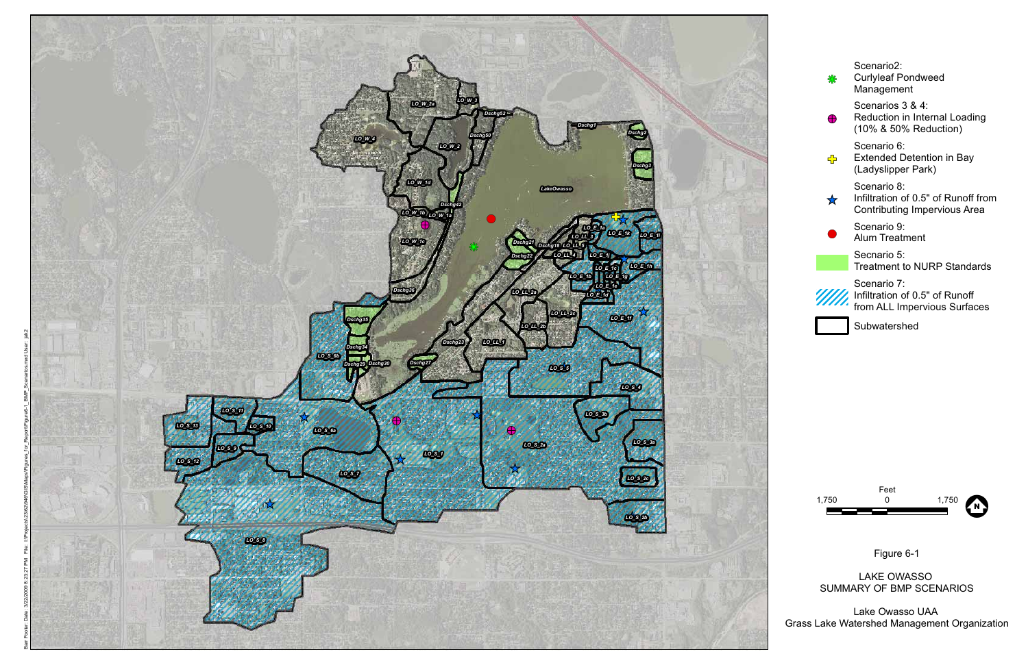Scenario2:
Curlyleaf Pondweed Management

Scenarios 3 & 4:
Reduction in Internal Loading (10% & 50% Reduction)

Scenario 6:
Extended Detention in Bay (Ladyslipper Park)

Scenario 8:
Infiltration of 0.5" of Runoff from Contributing Impervious Area

Scenario 9:
Alum Treatment

Secnario 5:
Treatment to NURP Standards

Scenario 7:
Infiltration of 0.5" of Runoff from ALL Impervious Surfaces

Subwatershed

Feet
1,750 0 1,750

Figure 6-1

LAKE OWASSO
SUMMARY OF BMP SCENARIOS

Lake Owasso UAA
Grass Lake Watershed Management Organization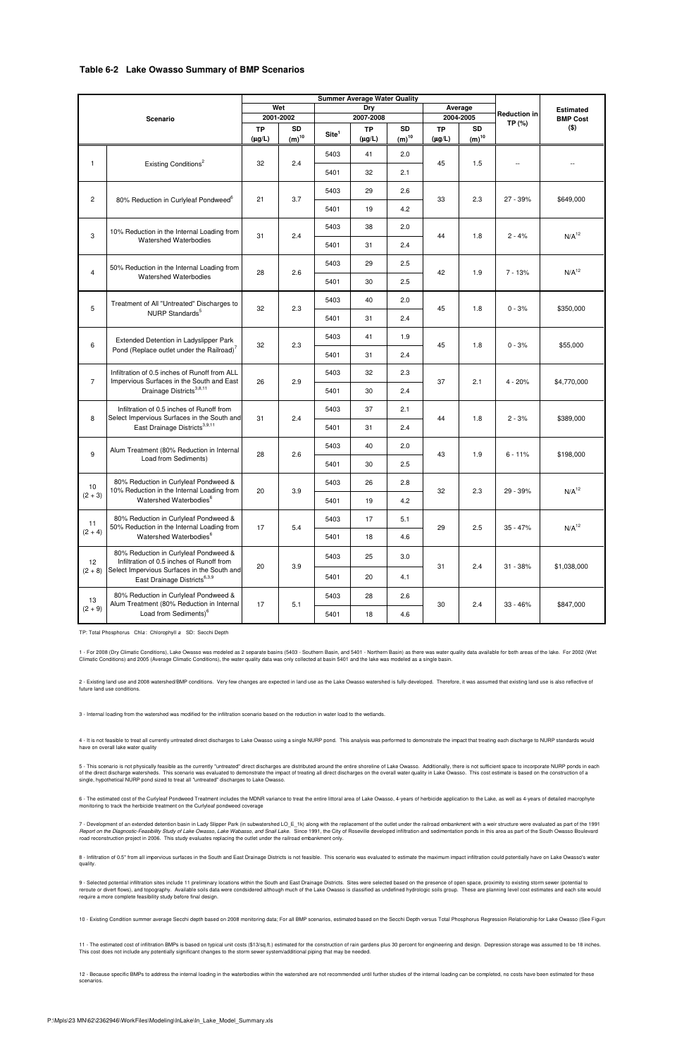### Table 6-2 Lake Owasso Summary of BMP Scenarios

| | Scenario | Summary Average Water Quality | | | | | | | Reduction in TP (%) | Estimated BMP Cost ($) |
|---|---|---|---|---|---|---|---|---|---|---|
| | | Wet 2001-2002 | | Dry 2007-2008 | | | Average 2004-2005 | | | |
| | | TP (µg/L) | SD (m)[10] | Site[1] | TP (µg/L) | SD (m)[10] | TP (µg/L) | SD (m)[10] | | |
| 1 | Existing Conditions[2] | 32 | 2.4 | 5403 | 41 | 2.0 | 45 | 1.5 | -- | -- |
| | | | | 5401 | 32 | 2.1 | | | | |
| 2 | 80% Reduction in Curlyleaf Pondweed[6] | 21 | 3.7 | 5403 | 29 | 2.6 | 33 | 2.3 | 27 - 39% | $649,000 |
| | | | | 5401 | 19 | 4.2 | | | | |
| 3 | 10% Reduction in the Internal Loading from Watershed Waterbodies | 31 | 2.4 | 5403 | 38 | 2.0 | 44 | 1.8 | 2 - 4% | N/A[12] |
| | | | | 5401 | 31 | 2.4 | | | | |
| 4 | 50% Reduction in the Internal Loading from Watershed Waterbodies | 28 | 2.6 | 5403 | 29 | 2.5 | 42 | 1.9 | 7 - 13% | N/A[12] |
| | | | | 5401 | 30 | 2.5 | | | | |
| 5 | Treatment of All "Untreated" Discharges to NURP Standards[5] | 32 | 2.3 | 5403 | 40 | 2.0 | 45 | 1.8 | 0 - 3% | $350,000 |
| | | | | 5401 | 31 | 2.4 | | | | |
| 6 | Extended Detention in Ladyslipper Park Pond (Replace outlet under the Railroad)[7] | 32 | 2.3 | 5403 | 41 | 1.9 | 45 | 1.8 | 0 - 3% | $55,000 |
| | | | | 5401 | 31 | 2.4 | | | | |
| 7 | Infiltration of 0.5 inches of Runoff from ALL Impervious Surfaces in the South and East Drainage Districts[3,8,11] | 26 | 2.9 | 5403 | 32 | 2.3 | 37 | 2.1 | 4 - 20% | $4,770,000 |
| | | | | 5401 | 30 | 2.4 | | | | |
| 8 | Infiltration of 0.5 inches of Runoff from Select Impervious Surfaces in the South and East Drainage Districts[3,9,11] | 31 | 2.4 | 5403 | 37 | 2.1 | 44 | 1.8 | 2 - 3% | $389,000 |
| | | | | 5401 | 31 | 2.4 | | | | |
| 9 | Alum Treatment (80% Reduction in Internal Load from Sediments) | 28 | 2.6 | 5403 | 40 | 2.0 | 43 | 1.9 | 6 - 11% | $198,000 |
| | | | | 5401 | 30 | 2.5 | | | | |
| 10 (2 + 3) | 80% Reduction in Curlyleaf Pondweed & 10% Reduction in the Internal Loading from Watershed Waterbodies[6] | 20 | 3.9 | 5403 | 26 | 2.8 | 32 | 2.3 | 29 - 39% | N/A[12] |
| | | | | 5401 | 19 | 4.2 | | | | |
| 11 (2 + 4) | 80% Reduction in Curlyleaf Pondweed & 50% Reduction in the Internal Loading from Watershed Waterbodies[6] | 17 | 5.4 | 5403 | 17 | 5.1 | 29 | 2.5 | 35 - 47% | N/A[12] |
| | | | | 5401 | 18 | 4.6 | | | | |
| 12 (2 + 8) | 80% Reduction in Curlyleaf Pondweed & Infiltration of 0.5 inches of Runoff from Select Impervious Surfaces in the South and East Drainage Districts[6,3,9] | 20 | 3.9 | 5403 | 25 | 3.0 | 31 | 2.4 | 31 - 38% | $1,038,000 |
| | | | | 5401 | 20 | 4.1 | | | | |
| 13 (2 + 9) | 80% Reduction in Curlyleaf Pondweed & Alum Treatment (80% Reduction in Internal Load from Sediments)[6] | 17 | 5.1 | 5403 | 28 | 2.6 | 30 | 2.4 | 33 - 46% | $847,000 |
| | | | | 5401 | 18 | 4.6 | | | | |

TP: Total Phosphorus  Chl*a*: Chlorophyll *a*  SD: Secchi Depth

1 - For 2008 (Dry Climatic Conditions), Lake Owasso was modeled as 2 separate basins (5403 - Southern Basin, and 5401 - Northern Basin) as there was water quality data available for both areas of the lake. For 2002 (Wet Climatic Conditions) and 2005 (Average Climatic Conditions), the water quality data was only collected at basin 5401 and the lake was modeled as a single basin.

2 - Existing land use and 2008 watershed/BMP conditions. Very few changes are expected in land use as the Lake Owasso watershed is fully-developed. Therefore, it was assumed that existing land use is also reflective of future land use conditions.

3 - Internal loading from the watershed was modified for the infiltration scenario based on the reduction in water load to the wetlands.

4 - It is not feasible to treat all currently untreated direct discharges to Lake Owasso using a single NURP pond. This analysis was performed to demonstrate the impact that treating each discharge to NURP standards would have on overall lake water quality

5 - This scenario is not physically feasible as the currently "untreated" direct discharges are distributed around the entire shoreline of Lake Owasso. Additionally, there is not sufficient space to incorporate NURP ponds in each of the direct discharge watersheds. This scenario was evaluated to demonstrate the impact of treating all direct discharges on the overall water quality in Lake Owasso. This cost estimate is based on the construction of a single, hypothetical NURP pond sized to treat all "untreated" discharges to Lake Owasso.

6 - The estimated cost of the Curlyleaf Pondweed Treatment includes the MDNR variance to treat the entire littoral area of Lake Owasso, 4-years of herbicide application to the Lake, as well as 4-years of detailed macrophyte monitoring to track the herbicide treatment on the Curlyleaf pondweed coverage

7 - Development of an extended detention basin in Lady Slipper Park (in subwatershed LO_E_1k) along with the replacement of the outlet under the railroad embankment with a weir structure were evaluated as part of the 1991 *Report on the Diagnostic-Feasibility Study of Lake Owasso, Lake Wabasso, and Snail Lake*. Since 1991, the City of Roseville developed infiltration and sedimentation ponds in this area as part of the South Owasso Boulevard road reconstruction project in 2006. This study evaluates replacing the outlet under the railroad embankment only.

8 - Infiltration of 0.5" from all impervious surfaces in the South and East Drainage Districts is not feasible. This scenario was evaluated to estimate the maximum impact infiltration could potentially have on Lake Owasso's water quality.

9 - Selected potential infiltration sites include 11 preliminary locations within the South and East Drainage Districts. Sites were selected based on the presence of open space, proximity to existing storm sewer (potential to reroute or divert flows), and topography. Available soils data were condsidered although much of the Lake Owasso is classified as undefined hydrologic soils group. These are planning level cost estimates and each site would require a more complete feasibility study before final design.

10 - Existing Condition summer average Secchi depth based on 2008 monitoring data; For all BMP scenarios, estimated based on the Secchi Depth versus Total Phosphorus Regression Relationship for Lake Owasso (See Figure

11 - The estimated cost of infiltration BMPs is based on typical unit costs ($13/sq.ft.) estimated for the construction of rain gardens plus 30 percent for engineering and design. Depression storage was assumed to be 18 inches. This cost does not include any potentially significant changes to the storm sewer system/additional piping that may be needed.

12 - Because specific BMPs to address the internal loading in the waterbodies within the watershed are not recommended until further studies of the internal loading can be completed, no costs have been estimated for these scenarios.

P:\Mpls\23 MN\62\2362946\WorkFiles\Modeling\InLake\In_Lake_Model_Summary.xls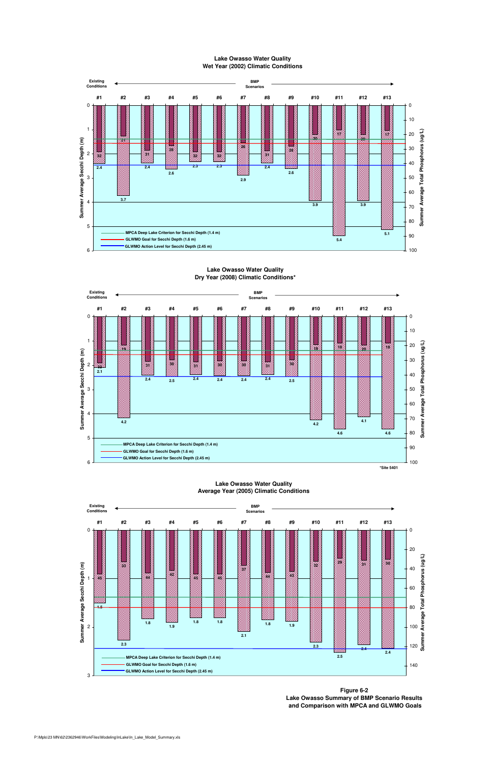### Lake Owasso Water Quality
### Wet Year (2002) Climatic Conditions

| Scenario | #1 (Existing Conditions) | #2 | #3 | #4 | #5 | #6 | #7 | #8 | #9 | #10 | #11 | #12 | #13 |
|---|---|---|---|---|---|---|---|---|---|---|---|---|---|
| Summer Average Total Phosphorus (ug/L) | 32 | 21 | 31 | 28 | 32 | 32 | 26 | 31 | 28 | 20 | 17 | 20 | 17 |
| Summer Average Secchi Depth (m) | 2.4 | 3.7 | 2.4 | 2.6 | 2.3 | 2.3 | 2.9 | 2.4 | 2.6 | 3.9 | 5.4 | 3.9 | 5.1 |

MPCA Deep Lake Criterion for Secchi Depth (1.4 m)
GLWMO Goal for Secchi Depth (1.6 m)
GLWMO Action Level for Secchi Depth (2.45 m)

### Lake Owasso Water Quality
### Dry Year (2008) Climatic Conditions*

| Scenario | #1 (Existing Conditions) | #2 | #3 | #4 | #5 | #6 | #7 | #8 | #9 | #10 | #11 | #12 | #13 |
|---|---|---|---|---|---|---|---|---|---|---|---|---|---|
| Summer Average Total Phosphorus (ug/L) | 32 | 19 | 31 | 30 | 31 | 30 | 30 | 31 | 30 | 19 | 18 | 20 | 18 |
| Summer Average Secchi Depth (m) | 2.1 | 4.2 | 2.4 | 2.5 | 2.4 | 2.4 | 2.4 | 2.4 | 2.5 | 4.2 | 4.6 | 4.1 | 4.6 |

MPCA Deep Lake Criterion for Secchi Depth (1.4 m)
GLWMO Goal for Secchi Depth (1.6 m)
GLWMO Action Level for Secchi Depth (2.45 m)

*Site 5401

### Lake Owasso Water Quality
### Average Year (2005) Climatic Conditions

| Scenario | #1 (Existing Conditions) | #2 | #3 | #4 | #5 | #6 | #7 | #8 | #9 | #10 | #11 | #12 | #13 |
|---|---|---|---|---|---|---|---|---|---|---|---|---|---|
| Summer Average Total Phosphorus (ug/L) | 45 | 33 | 44 | 42 | 45 | 45 | 37 | 44 | 43 | 32 | 29 | 31 | 30 |
| Summer Average Secchi Depth (m) | 1.5 | 2.3 | 1.8 | 1.9 | 1.8 | 1.8 | 2.1 | 1.8 | 1.9 | 2.3 | 2.5 | 2.4 | 2.4 |

MPCA Deep Lake Criterion for Secchi Depth (1.4 m)
GLWMO Goal for Secchi Depth (1.6 m)
GLWMO Action Level for Secchi Depth (2.45 m)

**Figure 6-2**
**Lake Owasso Summary of BMP Scenario Results and Comparison with MPCA and GLWMO Goals**

P:\Mpls\23 MN\62\2362946\WorkFiles\Modeling\InLake\In_Lake_Model_Summary.xls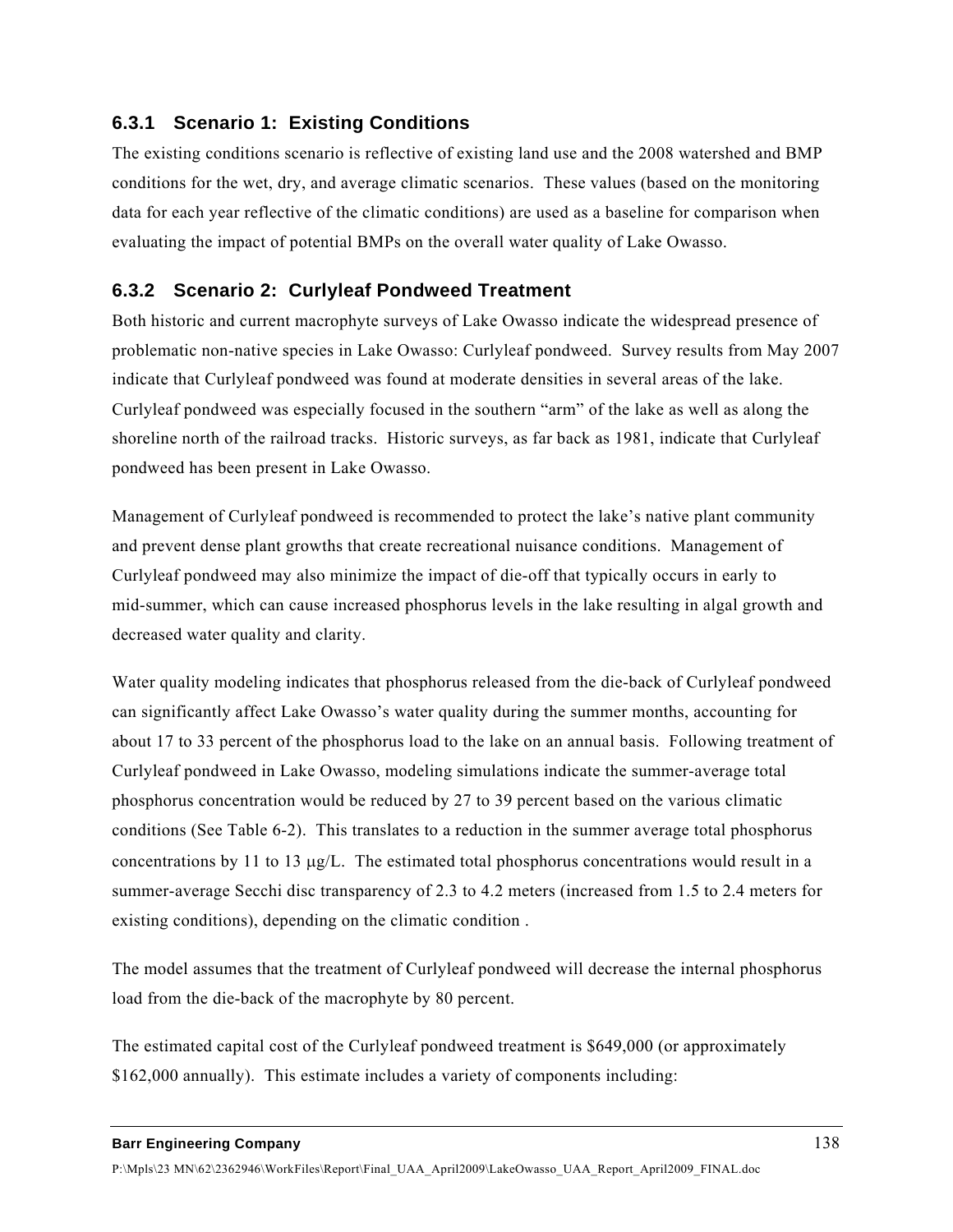### 6.3.1 Scenario 1: Existing Conditions

The existing conditions scenario is reflective of existing land use and the 2008 watershed and BMP conditions for the wet, dry, and average climatic scenarios. These values (based on the monitoring data for each year reflective of the climatic conditions) are used as a baseline for comparison when evaluating the impact of potential BMPs on the overall water quality of Lake Owasso.

### 6.3.2 Scenario 2: Curlyleaf Pondweed Treatment

Both historic and current macrophyte surveys of Lake Owasso indicate the widespread presence of problematic non-native species in Lake Owasso: Curlyleaf pondweed. Survey results from May 2007 indicate that Curlyleaf pondweed was found at moderate densities in several areas of the lake. Curlyleaf pondweed was especially focused in the southern "arm" of the lake as well as along the shoreline north of the railroad tracks. Historic surveys, as far back as 1981, indicate that Curlyleaf pondweed has been present in Lake Owasso.

Management of Curlyleaf pondweed is recommended to protect the lake's native plant community and prevent dense plant growths that create recreational nuisance conditions. Management of Curlyleaf pondweed may also minimize the impact of die-off that typically occurs in early to mid-summer, which can cause increased phosphorus levels in the lake resulting in algal growth and decreased water quality and clarity.

Water quality modeling indicates that phosphorus released from the die-back of Curlyleaf pondweed can significantly affect Lake Owasso's water quality during the summer months, accounting for about 17 to 33 percent of the phosphorus load to the lake on an annual basis. Following treatment of Curlyleaf pondweed in Lake Owasso, modeling simulations indicate the summer-average total phosphorus concentration would be reduced by 27 to 39 percent based on the various climatic conditions (See Table 6-2). This translates to a reduction in the summer average total phosphorus concentrations by 11 to 13 μg/L. The estimated total phosphorus concentrations would result in a summer-average Secchi disc transparency of 2.3 to 4.2 meters (increased from 1.5 to 2.4 meters for existing conditions), depending on the climatic condition .

The model assumes that the treatment of Curlyleaf pondweed will decrease the internal phosphorus load from the die-back of the macrophyte by 80 percent.

The estimated capital cost of the Curlyleaf pondweed treatment is $649,000 (or approximately $162,000 annually). This estimate includes a variety of components including: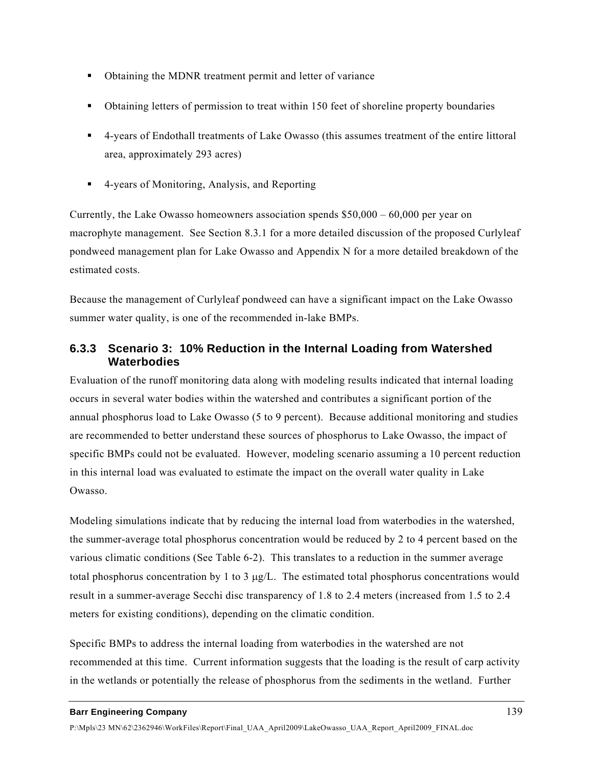- Obtaining the MDNR treatment permit and letter of variance
- Obtaining letters of permission to treat within 150 feet of shoreline property boundaries
- 4-years of Endothall treatments of Lake Owasso (this assumes treatment of the entire littoral area, approximately 293 acres)
- 4-years of Monitoring, Analysis, and Reporting

Currently, the Lake Owasso homeowners association spends $50,000 – 60,000 per year on macrophyte management. See Section 8.3.1 for a more detailed discussion of the proposed Curlyleaf pondweed management plan for Lake Owasso and Appendix N for a more detailed breakdown of the estimated costs.

Because the management of Curlyleaf pondweed can have a significant impact on the Lake Owasso summer water quality, is one of the recommended in-lake BMPs.

### 6.3.3 Scenario 3: 10% Reduction in the Internal Loading from Watershed Waterbodies

Evaluation of the runoff monitoring data along with modeling results indicated that internal loading occurs in several water bodies within the watershed and contributes a significant portion of the annual phosphorus load to Lake Owasso (5 to 9 percent). Because additional monitoring and studies are recommended to better understand these sources of phosphorus to Lake Owasso, the impact of specific BMPs could not be evaluated. However, modeling scenario assuming a 10 percent reduction in this internal load was evaluated to estimate the impact on the overall water quality in Lake Owasso.

Modeling simulations indicate that by reducing the internal load from waterbodies in the watershed, the summer-average total phosphorus concentration would be reduced by 2 to 4 percent based on the various climatic conditions (See Table 6-2). This translates to a reduction in the summer average total phosphorus concentration by 1 to 3 μg/L. The estimated total phosphorus concentrations would result in a summer-average Secchi disc transparency of 1.8 to 2.4 meters (increased from 1.5 to 2.4 meters for existing conditions), depending on the climatic condition.

Specific BMPs to address the internal loading from waterbodies in the watershed are not recommended at this time. Current information suggests that the loading is the result of carp activity in the wetlands or potentially the release of phosphorus from the sediments in the wetland. Further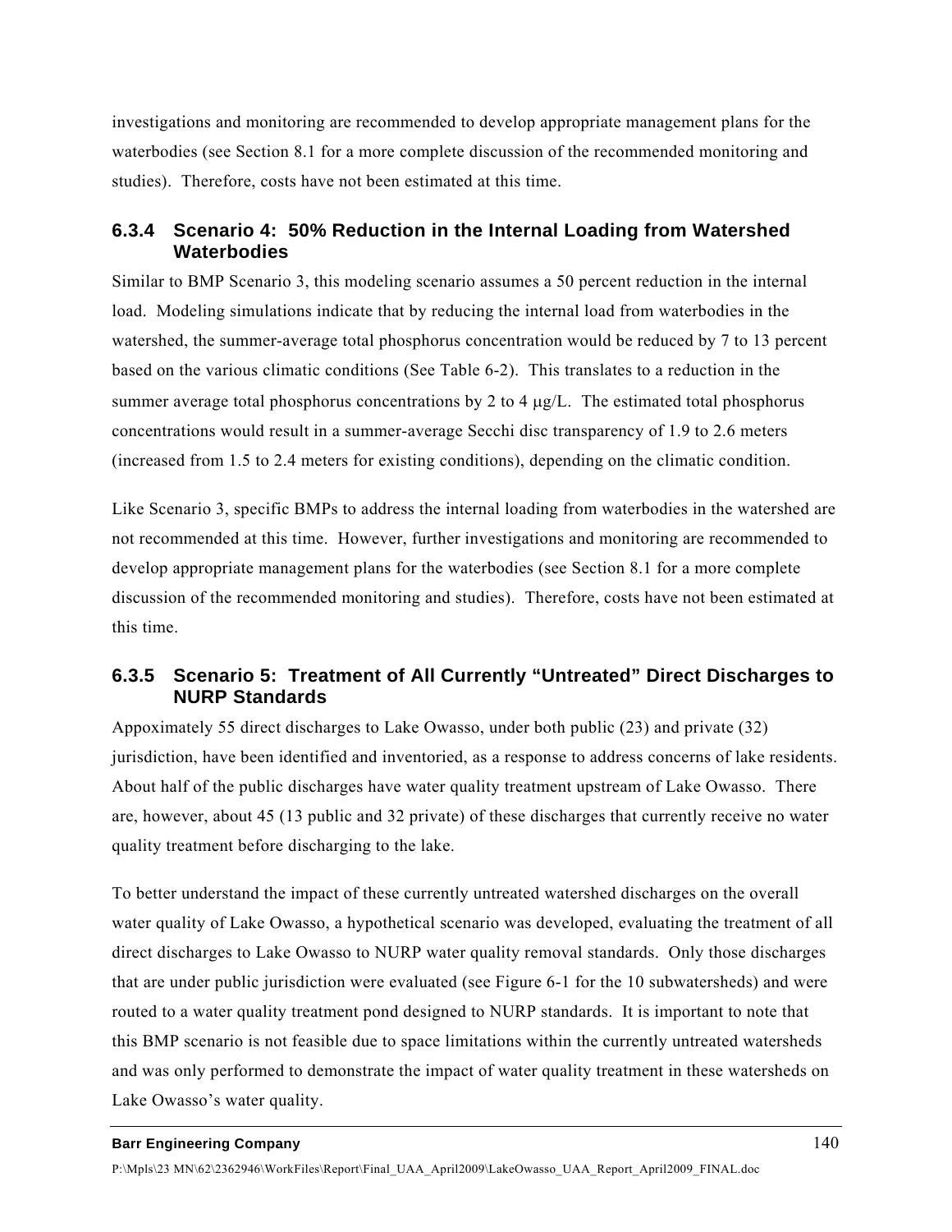investigations and monitoring are recommended to develop appropriate management plans for the waterbodies (see Section 8.1 for a more complete discussion of the recommended monitoring and studies). Therefore, costs have not been estimated at this time.

### 6.3.4 Scenario 4: 50% Reduction in the Internal Loading from Watershed Waterbodies

Similar to BMP Scenario 3, this modeling scenario assumes a 50 percent reduction in the internal load. Modeling simulations indicate that by reducing the internal load from waterbodies in the watershed, the summer-average total phosphorus concentration would be reduced by 7 to 13 percent based on the various climatic conditions (See Table 6-2). This translates to a reduction in the summer average total phosphorus concentrations by 2 to 4 μg/L. The estimated total phosphorus concentrations would result in a summer-average Secchi disc transparency of 1.9 to 2.6 meters (increased from 1.5 to 2.4 meters for existing conditions), depending on the climatic condition.

Like Scenario 3, specific BMPs to address the internal loading from waterbodies in the watershed are not recommended at this time. However, further investigations and monitoring are recommended to develop appropriate management plans for the waterbodies (see Section 8.1 for a more complete discussion of the recommended monitoring and studies). Therefore, costs have not been estimated at this time.

### 6.3.5 Scenario 5: Treatment of All Currently "Untreated" Direct Discharges to NURP Standards

Appoximately 55 direct discharges to Lake Owasso, under both public (23) and private (32) jurisdiction, have been identified and inventoried, as a response to address concerns of lake residents. About half of the public discharges have water quality treatment upstream of Lake Owasso. There are, however, about 45 (13 public and 32 private) of these discharges that currently receive no water quality treatment before discharging to the lake.

To better understand the impact of these currently untreated watershed discharges on the overall water quality of Lake Owasso, a hypothetical scenario was developed, evaluating the treatment of all direct discharges to Lake Owasso to NURP water quality removal standards. Only those discharges that are under public jurisdiction were evaluated (see Figure 6-1 for the 10 subwatersheds) and were routed to a water quality treatment pond designed to NURP standards. It is important to note that this BMP scenario is not feasible due to space limitations within the currently untreated watersheds and was only performed to demonstrate the impact of water quality treatment in these watersheds on Lake Owasso's water quality.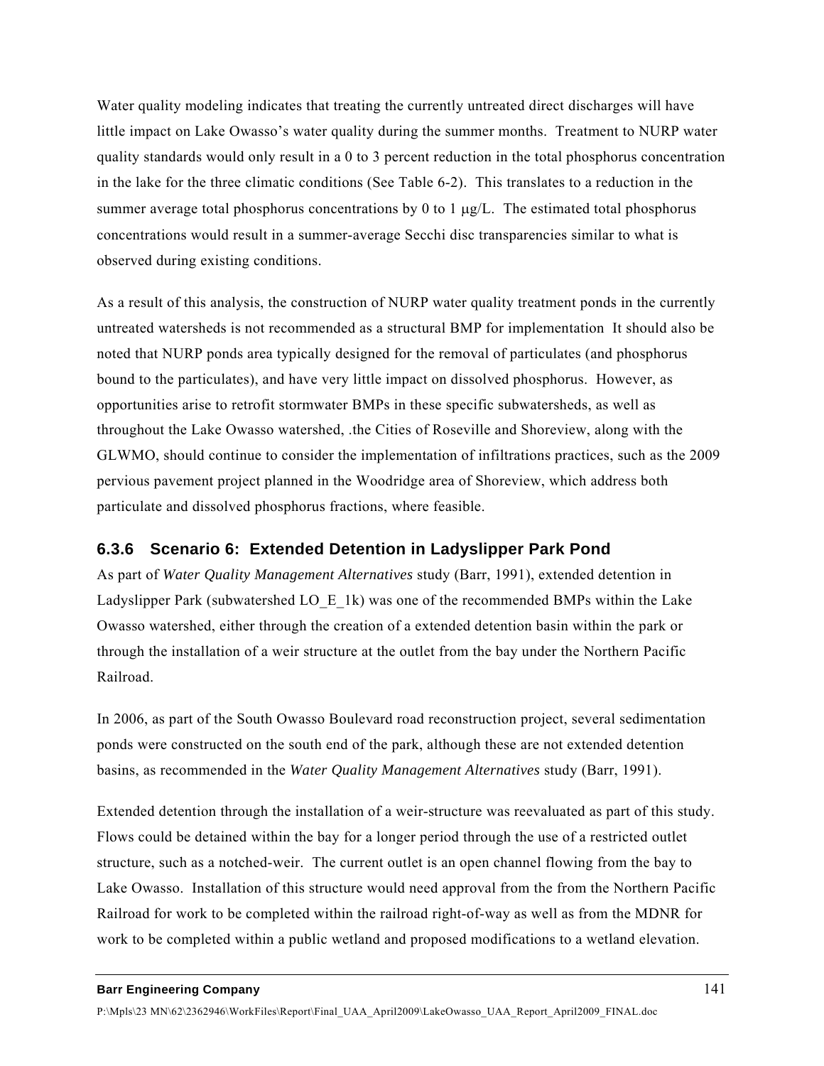Water quality modeling indicates that treating the currently untreated direct discharges will have little impact on Lake Owasso's water quality during the summer months. Treatment to NURP water quality standards would only result in a 0 to 3 percent reduction in the total phosphorus concentration in the lake for the three climatic conditions (See Table 6-2). This translates to a reduction in the summer average total phosphorus concentrations by 0 to 1 μg/L. The estimated total phosphorus concentrations would result in a summer-average Secchi disc transparencies similar to what is observed during existing conditions.

As a result of this analysis, the construction of NURP water quality treatment ponds in the currently untreated watersheds is not recommended as a structural BMP for implementation It should also be noted that NURP ponds area typically designed for the removal of particulates (and phosphorus bound to the particulates), and have very little impact on dissolved phosphorus. However, as opportunities arise to retrofit stormwater BMPs in these specific subwatersheds, as well as throughout the Lake Owasso watershed, .the Cities of Roseville and Shoreview, along with the GLWMO, should continue to consider the implementation of infiltrations practices, such as the 2009 pervious pavement project planned in the Woodridge area of Shoreview, which address both particulate and dissolved phosphorus fractions, where feasible.

### 6.3.6 Scenario 6: Extended Detention in Ladyslipper Park Pond

As part of *Water Quality Management Alternatives* study (Barr, 1991), extended detention in Ladyslipper Park (subwatershed LO_E_1k) was one of the recommended BMPs within the Lake Owasso watershed, either through the creation of a extended detention basin within the park or through the installation of a weir structure at the outlet from the bay under the Northern Pacific Railroad.

In 2006, as part of the South Owasso Boulevard road reconstruction project, several sedimentation ponds were constructed on the south end of the park, although these are not extended detention basins, as recommended in the *Water Quality Management Alternatives* study (Barr, 1991).

Extended detention through the installation of a weir-structure was reevaluated as part of this study. Flows could be detained within the bay for a longer period through the use of a restricted outlet structure, such as a notched-weir. The current outlet is an open channel flowing from the bay to Lake Owasso. Installation of this structure would need approval from the from the Northern Pacific Railroad for work to be completed within the railroad right-of-way as well as from the MDNR for work to be completed within a public wetland and proposed modifications to a wetland elevation.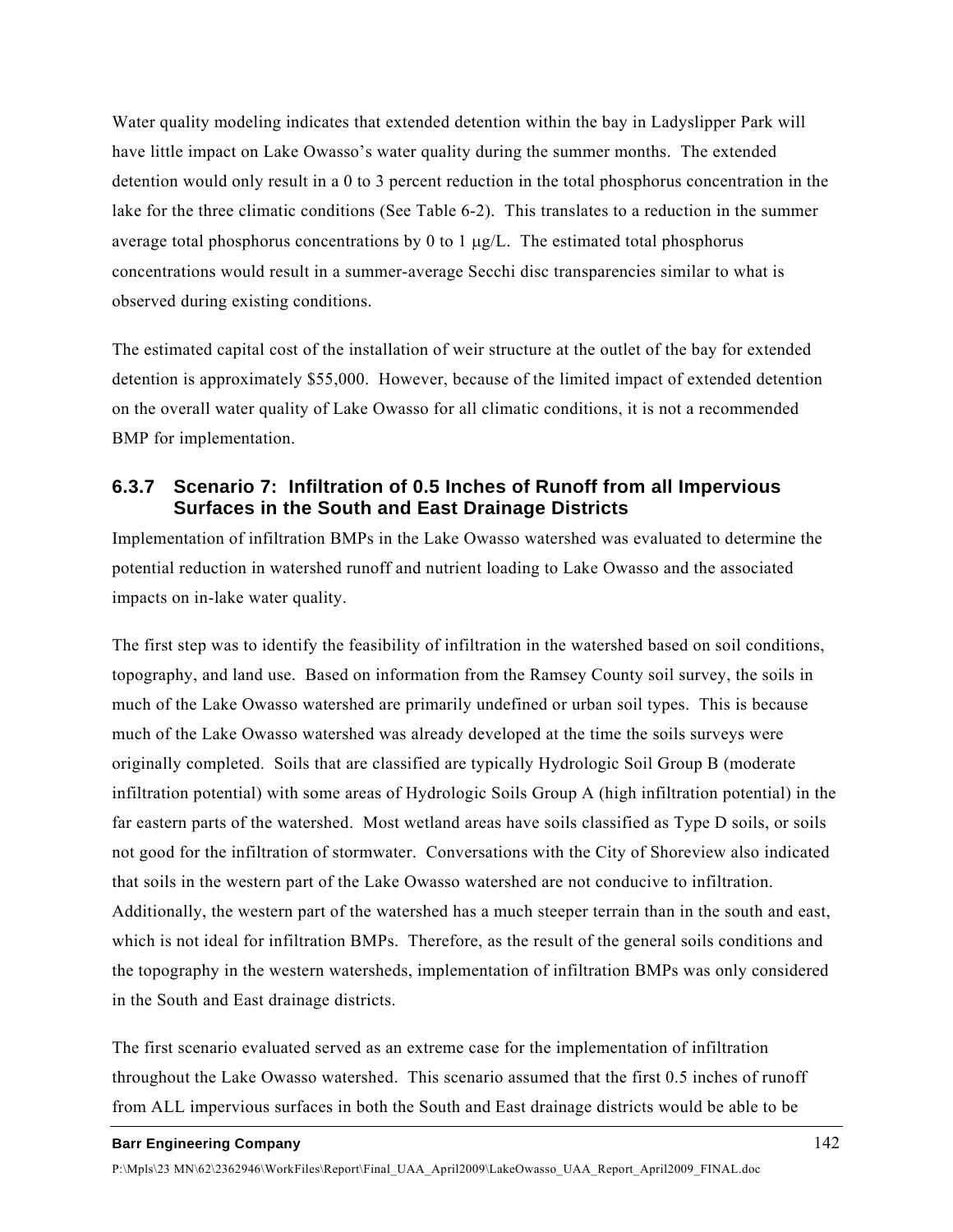Water quality modeling indicates that extended detention within the bay in Ladyslipper Park will have little impact on Lake Owasso's water quality during the summer months. The extended detention would only result in a 0 to 3 percent reduction in the total phosphorus concentration in the lake for the three climatic conditions (See Table 6-2). This translates to a reduction in the summer average total phosphorus concentrations by 0 to 1 μg/L. The estimated total phosphorus concentrations would result in a summer-average Secchi disc transparencies similar to what is observed during existing conditions.

The estimated capital cost of the installation of weir structure at the outlet of the bay for extended detention is approximately $55,000. However, because of the limited impact of extended detention on the overall water quality of Lake Owasso for all climatic conditions, it is not a recommended BMP for implementation.

### 6.3.7 Scenario 7: Infiltration of 0.5 Inches of Runoff from all Impervious Surfaces in the South and East Drainage Districts

Implementation of infiltration BMPs in the Lake Owasso watershed was evaluated to determine the potential reduction in watershed runoff and nutrient loading to Lake Owasso and the associated impacts on in-lake water quality.

The first step was to identify the feasibility of infiltration in the watershed based on soil conditions, topography, and land use. Based on information from the Ramsey County soil survey, the soils in much of the Lake Owasso watershed are primarily undefined or urban soil types. This is because much of the Lake Owasso watershed was already developed at the time the soils surveys were originally completed. Soils that are classified are typically Hydrologic Soil Group B (moderate infiltration potential) with some areas of Hydrologic Soils Group A (high infiltration potential) in the far eastern parts of the watershed. Most wetland areas have soils classified as Type D soils, or soils not good for the infiltration of stormwater. Conversations with the City of Shoreview also indicated that soils in the western part of the Lake Owasso watershed are not conducive to infiltration. Additionally, the western part of the watershed has a much steeper terrain than in the south and east, which is not ideal for infiltration BMPs. Therefore, as the result of the general soils conditions and the topography in the western watersheds, implementation of infiltration BMPs was only considered in the South and East drainage districts.

The first scenario evaluated served as an extreme case for the implementation of infiltration throughout the Lake Owasso watershed. This scenario assumed that the first 0.5 inches of runoff from ALL impervious surfaces in both the South and East drainage districts would be able to be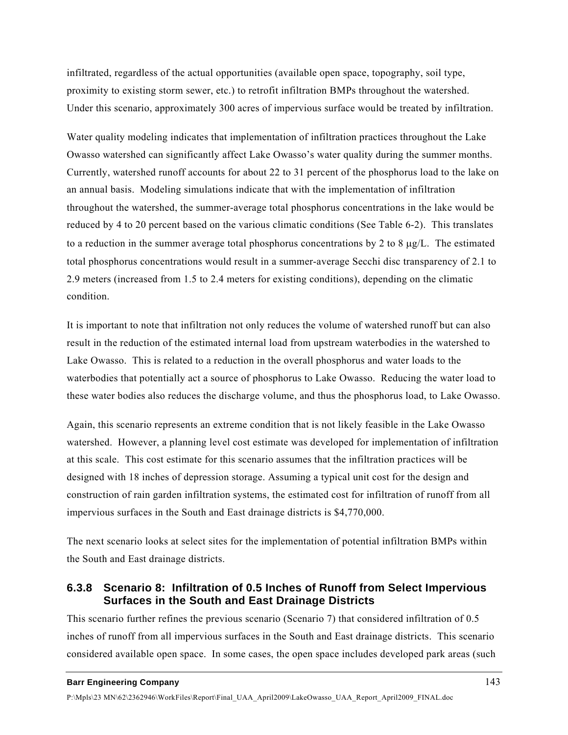infiltrated, regardless of the actual opportunities (available open space, topography, soil type, proximity to existing storm sewer, etc.) to retrofit infiltration BMPs throughout the watershed. Under this scenario, approximately 300 acres of impervious surface would be treated by infiltration.

Water quality modeling indicates that implementation of infiltration practices throughout the Lake Owasso watershed can significantly affect Lake Owasso's water quality during the summer months. Currently, watershed runoff accounts for about 22 to 31 percent of the phosphorus load to the lake on an annual basis. Modeling simulations indicate that with the implementation of infiltration throughout the watershed, the summer-average total phosphorus concentrations in the lake would be reduced by 4 to 20 percent based on the various climatic conditions (See Table 6-2). This translates to a reduction in the summer average total phosphorus concentrations by 2 to 8 μg/L. The estimated total phosphorus concentrations would result in a summer-average Secchi disc transparency of 2.1 to 2.9 meters (increased from 1.5 to 2.4 meters for existing conditions), depending on the climatic condition.

It is important to note that infiltration not only reduces the volume of watershed runoff but can also result in the reduction of the estimated internal load from upstream waterbodies in the watershed to Lake Owasso. This is related to a reduction in the overall phosphorus and water loads to the waterbodies that potentially act a source of phosphorus to Lake Owasso. Reducing the water load to these water bodies also reduces the discharge volume, and thus the phosphorus load, to Lake Owasso.

Again, this scenario represents an extreme condition that is not likely feasible in the Lake Owasso watershed. However, a planning level cost estimate was developed for implementation of infiltration at this scale. This cost estimate for this scenario assumes that the infiltration practices will be designed with 18 inches of depression storage. Assuming a typical unit cost for the design and construction of rain garden infiltration systems, the estimated cost for infiltration of runoff from all impervious surfaces in the South and East drainage districts is $4,770,000.

The next scenario looks at select sites for the implementation of potential infiltration BMPs within the South and East drainage districts.

### 6.3.8 Scenario 8: Infiltration of 0.5 Inches of Runoff from Select Impervious Surfaces in the South and East Drainage Districts

This scenario further refines the previous scenario (Scenario 7) that considered infiltration of 0.5 inches of runoff from all impervious surfaces in the South and East drainage districts. This scenario considered available open space. In some cases, the open space includes developed park areas (such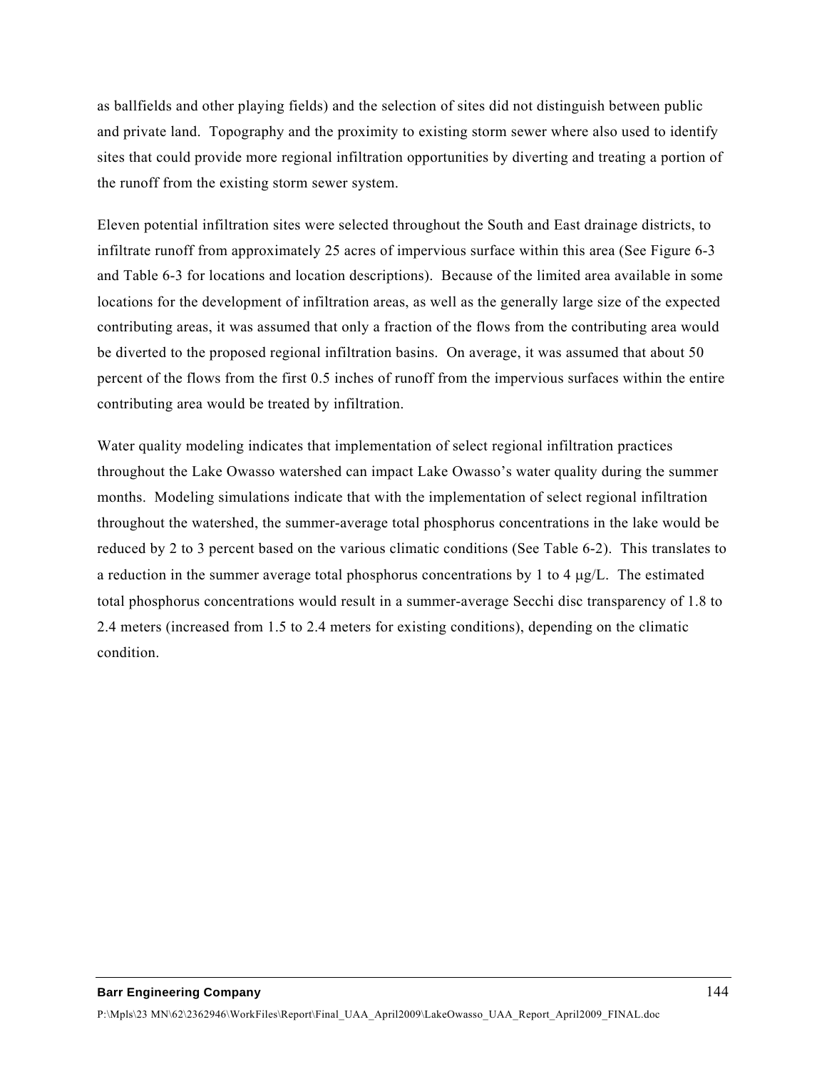as ballfields and other playing fields) and the selection of sites did not distinguish between public and private land. Topography and the proximity to existing storm sewer where also used to identify sites that could provide more regional infiltration opportunities by diverting and treating a portion of the runoff from the existing storm sewer system.

Eleven potential infiltration sites were selected throughout the South and East drainage districts, to infiltrate runoff from approximately 25 acres of impervious surface within this area (See Figure 6-3 and Table 6-3 for locations and location descriptions). Because of the limited area available in some locations for the development of infiltration areas, as well as the generally large size of the expected contributing areas, it was assumed that only a fraction of the flows from the contributing area would be diverted to the proposed regional infiltration basins. On average, it was assumed that about 50 percent of the flows from the first 0.5 inches of runoff from the impervious surfaces within the entire contributing area would be treated by infiltration.

Water quality modeling indicates that implementation of select regional infiltration practices throughout the Lake Owasso watershed can impact Lake Owasso's water quality during the summer months. Modeling simulations indicate that with the implementation of select regional infiltration throughout the watershed, the summer-average total phosphorus concentrations in the lake would be reduced by 2 to 3 percent based on the various climatic conditions (See Table 6-2). This translates to a reduction in the summer average total phosphorus concentrations by 1 to 4 μg/L. The estimated total phosphorus concentrations would result in a summer-average Secchi disc transparency of 1.8 to 2.4 meters (increased from 1.5 to 2.4 meters for existing conditions), depending on the climatic condition.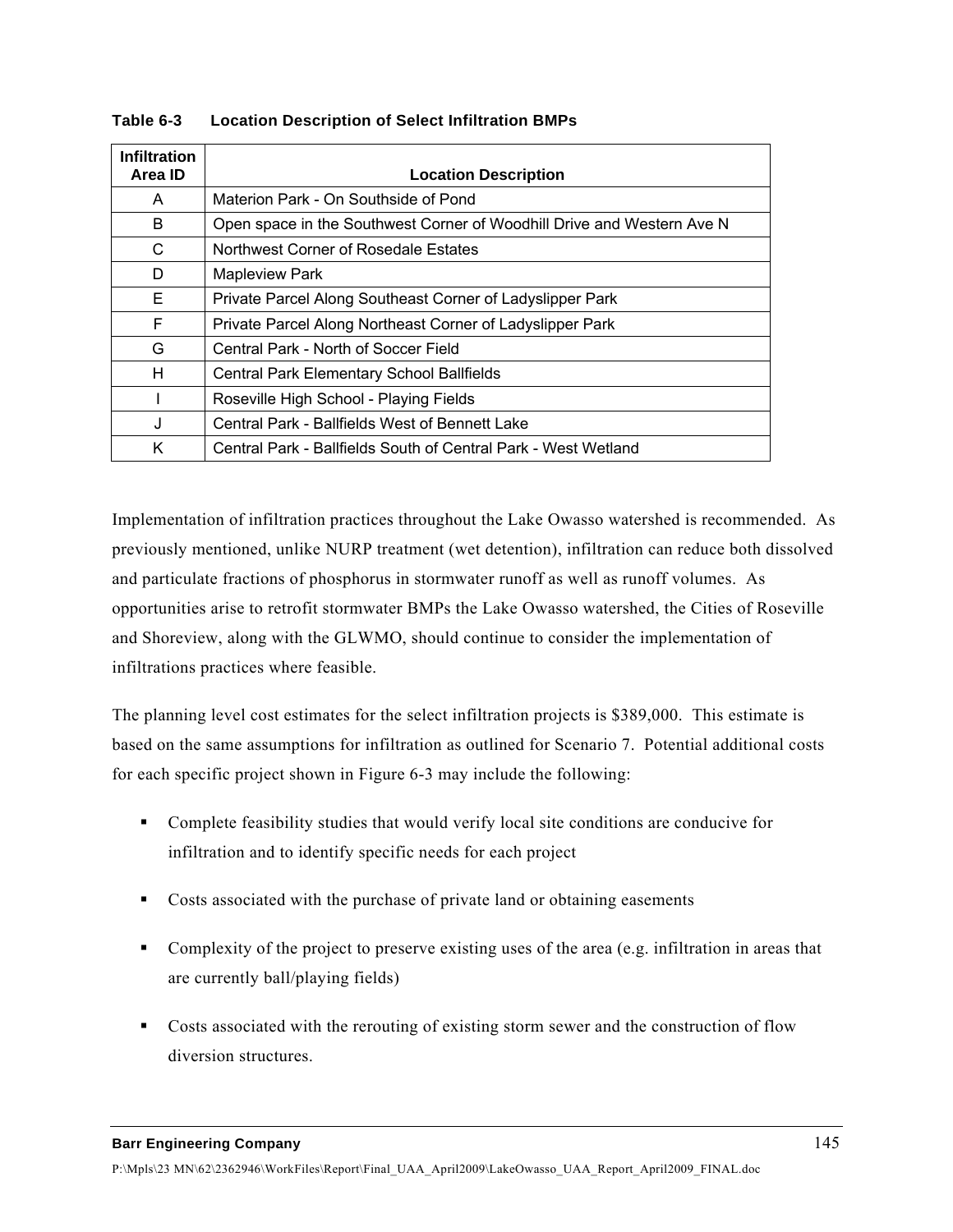**Table 6-3 Location Description of Select Infiltration BMPs**

| Infiltration Area ID | Location Description |
|---|---|
| A | Materion Park - On Southside of Pond |
| B | Open space in the Southwest Corner of Woodhill Drive and Western Ave N |
| C | Northwest Corner of Rosedale Estates |
| D | Mapleview Park |
| E | Private Parcel Along Southeast Corner of Ladyslipper Park |
| F | Private Parcel Along Northeast Corner of Ladyslipper Park |
| G | Central Park - North of Soccer Field |
| H | Central Park Elementary School Ballfields |
| I | Roseville High School - Playing Fields |
| J | Central Park - Ballfields West of Bennett Lake |
| K | Central Park - Ballfields South of Central Park - West Wetland |

Implementation of infiltration practices throughout the Lake Owasso watershed is recommended. As previously mentioned, unlike NURP treatment (wet detention), infiltration can reduce both dissolved and particulate fractions of phosphorus in stormwater runoff as well as runoff volumes. As opportunities arise to retrofit stormwater BMPs the Lake Owasso watershed, the Cities of Roseville and Shoreview, along with the GLWMO, should continue to consider the implementation of infiltrations practices where feasible.

The planning level cost estimates for the select infiltration projects is $389,000. This estimate is based on the same assumptions for infiltration as outlined for Scenario 7. Potential additional costs for each specific project shown in Figure 6-3 may include the following:

- Complete feasibility studies that would verify local site conditions are conducive for infiltration and to identify specific needs for each project
- Costs associated with the purchase of private land or obtaining easements
- Complexity of the project to preserve existing uses of the area (e.g. infiltration in areas that are currently ball/playing fields)
- Costs associated with the rerouting of existing storm sewer and the construction of flow diversion structures.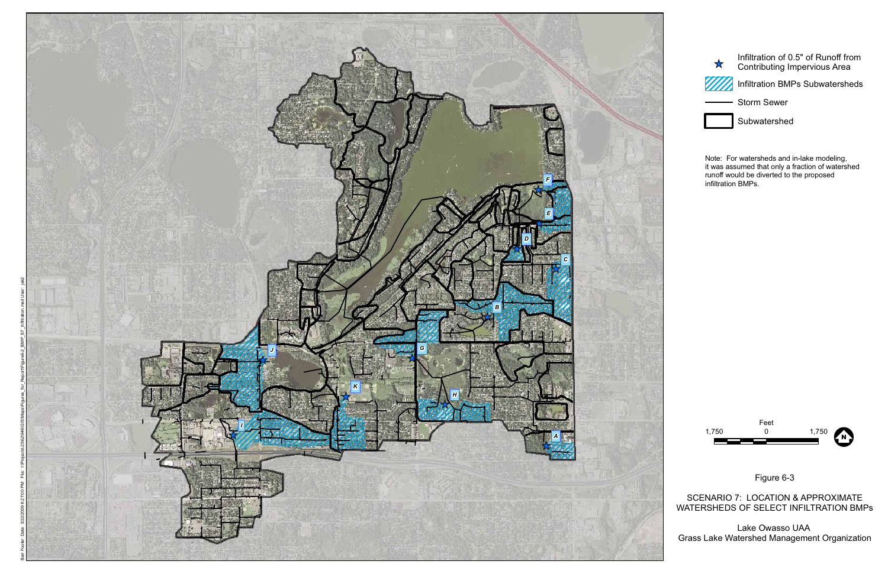A

B

C

D

E

F

G

H

I

J

K

Infiltration of 0.5" of Runoff from Contributing Impervious Area

Infiltration BMPs Subwatersheds

Storm Sewer

Subwatershed

Note: For watersheds and in-lake modeling, it was assumed that only a fraction of watershed runoff would be diverted to the proposed infiltration BMPs.

Feet

1,750 0 1,750

Figure 6-3

SCENARIO 7: LOCATION & APPROXIMATE WATERSHEDS OF SELECT INFILTRATION BMPs

Lake Owasso UAA
Grass Lake Watershed Management Organization

Barr Footer: Date: 3/22/2009 8:27:00 PM File: I:\Projects\23\62\946\GIS\Maps\Figures_for_Report\Figure6-2_BMP_S7_Infiltration.mxd User: jak2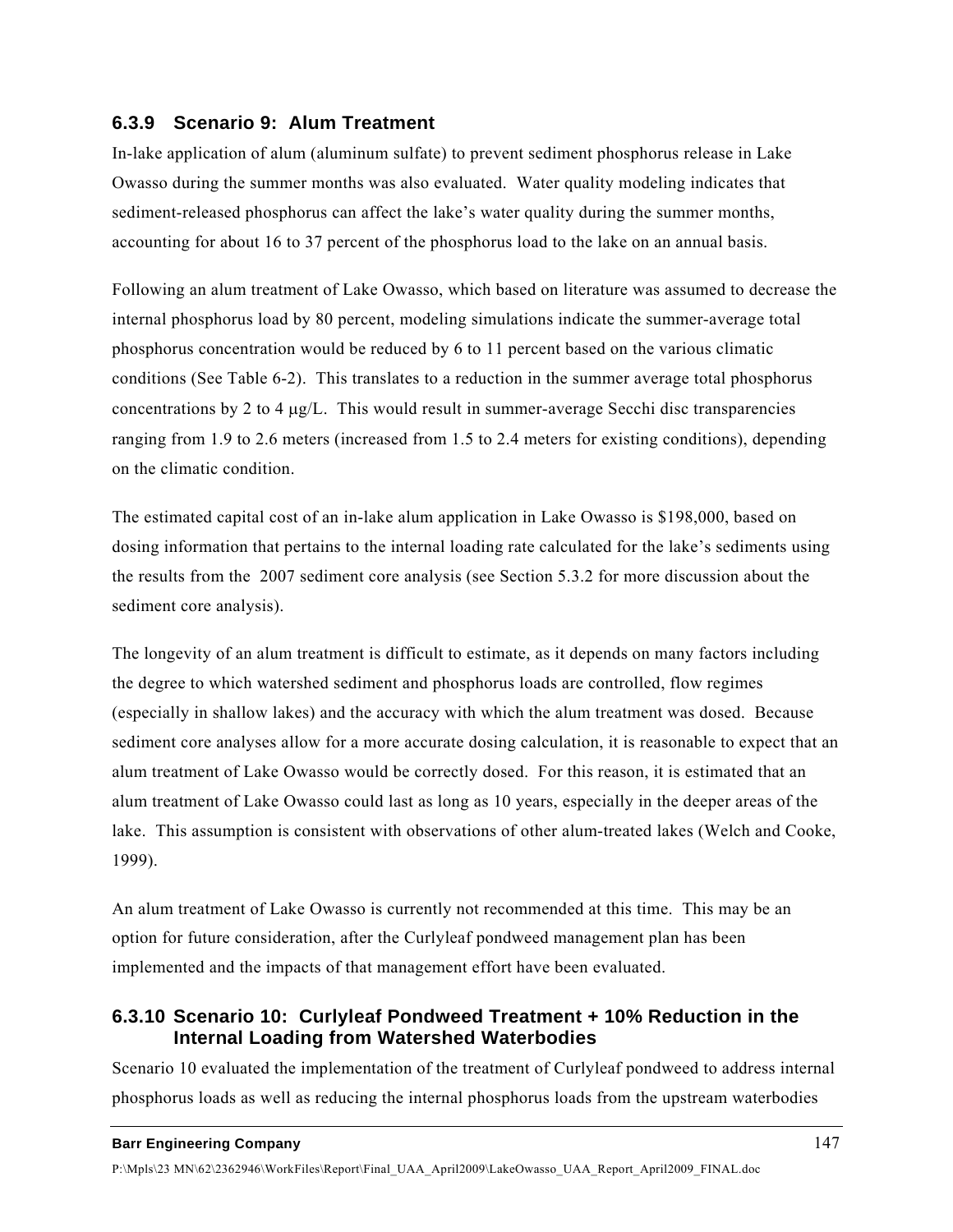### 6.3.9 Scenario 9: Alum Treatment

In-lake application of alum (aluminum sulfate) to prevent sediment phosphorus release in Lake Owasso during the summer months was also evaluated. Water quality modeling indicates that sediment-released phosphorus can affect the lake's water quality during the summer months, accounting for about 16 to 37 percent of the phosphorus load to the lake on an annual basis.

Following an alum treatment of Lake Owasso, which based on literature was assumed to decrease the internal phosphorus load by 80 percent, modeling simulations indicate the summer-average total phosphorus concentration would be reduced by 6 to 11 percent based on the various climatic conditions (See Table 6-2). This translates to a reduction in the summer average total phosphorus concentrations by 2 to 4 μg/L. This would result in summer-average Secchi disc transparencies ranging from 1.9 to 2.6 meters (increased from 1.5 to 2.4 meters for existing conditions), depending on the climatic condition.

The estimated capital cost of an in-lake alum application in Lake Owasso is $198,000, based on dosing information that pertains to the internal loading rate calculated for the lake's sediments using the results from the 2007 sediment core analysis (see Section 5.3.2 for more discussion about the sediment core analysis).

The longevity of an alum treatment is difficult to estimate, as it depends on many factors including the degree to which watershed sediment and phosphorus loads are controlled, flow regimes (especially in shallow lakes) and the accuracy with which the alum treatment was dosed. Because sediment core analyses allow for a more accurate dosing calculation, it is reasonable to expect that an alum treatment of Lake Owasso would be correctly dosed. For this reason, it is estimated that an alum treatment of Lake Owasso could last as long as 10 years, especially in the deeper areas of the lake. This assumption is consistent with observations of other alum-treated lakes (Welch and Cooke, 1999).

An alum treatment of Lake Owasso is currently not recommended at this time. This may be an option for future consideration, after the Curlyleaf pondweed management plan has been implemented and the impacts of that management effort have been evaluated.

### 6.3.10 Scenario 10: Curlyleaf Pondweed Treatment + 10% Reduction in the Internal Loading from Watershed Waterbodies

Scenario 10 evaluated the implementation of the treatment of Curlyleaf pondweed to address internal phosphorus loads as well as reducing the internal phosphorus loads from the upstream waterbodies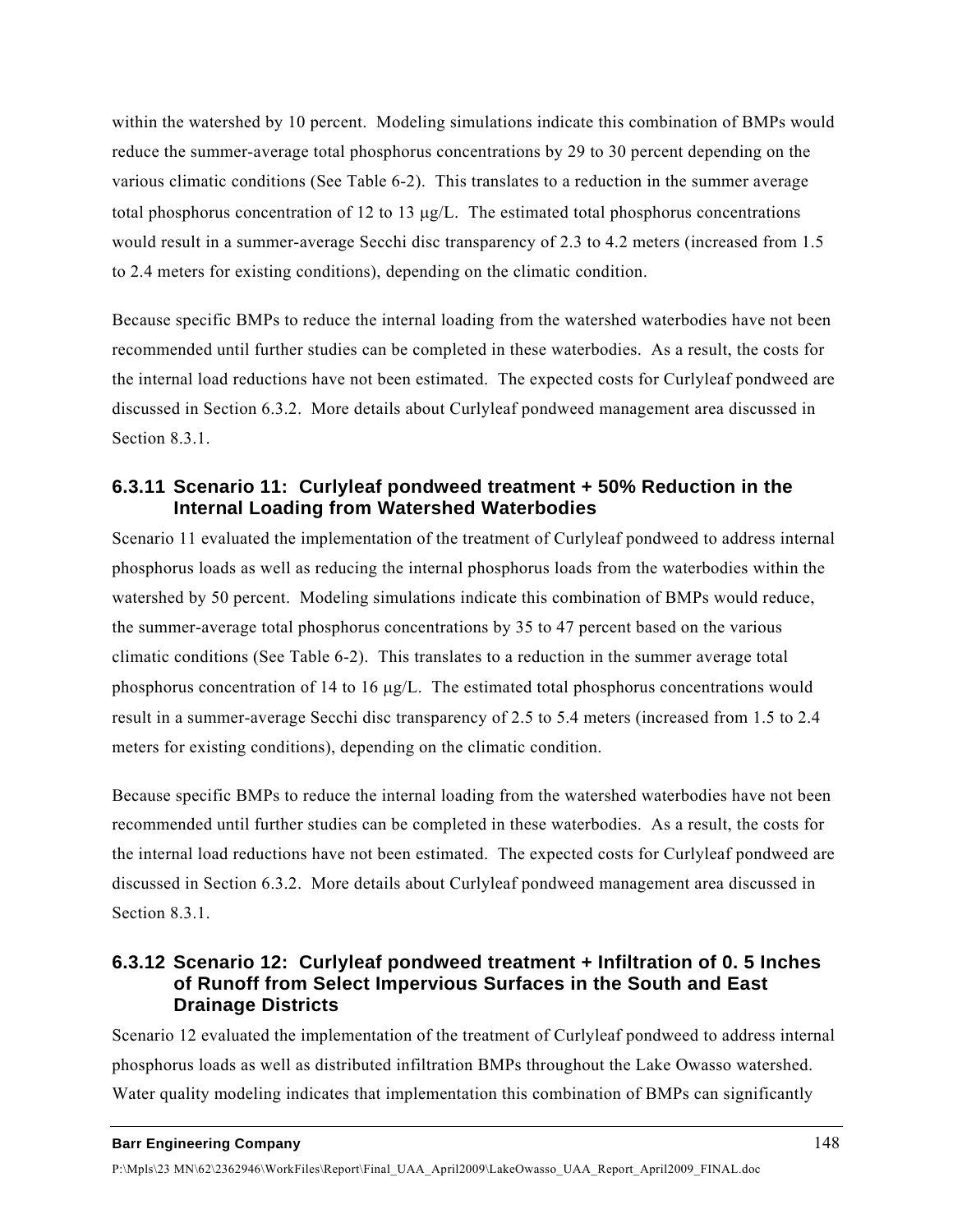within the watershed by 10 percent. Modeling simulations indicate this combination of BMPs would reduce the summer-average total phosphorus concentrations by 29 to 30 percent depending on the various climatic conditions (See Table 6-2). This translates to a reduction in the summer average total phosphorus concentration of 12 to 13 μg/L. The estimated total phosphorus concentrations would result in a summer-average Secchi disc transparency of 2.3 to 4.2 meters (increased from 1.5 to 2.4 meters for existing conditions), depending on the climatic condition.

Because specific BMPs to reduce the internal loading from the watershed waterbodies have not been recommended until further studies can be completed in these waterbodies. As a result, the costs for the internal load reductions have not been estimated. The expected costs for Curlyleaf pondweed are discussed in Section 6.3.2. More details about Curlyleaf pondweed management area discussed in Section 8.3.1.

### 6.3.11 Scenario 11: Curlyleaf pondweed treatment + 50% Reduction in the Internal Loading from Watershed Waterbodies

Scenario 11 evaluated the implementation of the treatment of Curlyleaf pondweed to address internal phosphorus loads as well as reducing the internal phosphorus loads from the waterbodies within the watershed by 50 percent. Modeling simulations indicate this combination of BMPs would reduce, the summer-average total phosphorus concentrations by 35 to 47 percent based on the various climatic conditions (See Table 6-2). This translates to a reduction in the summer average total phosphorus concentration of 14 to 16 μg/L. The estimated total phosphorus concentrations would result in a summer-average Secchi disc transparency of 2.5 to 5.4 meters (increased from 1.5 to 2.4 meters for existing conditions), depending on the climatic condition.

Because specific BMPs to reduce the internal loading from the watershed waterbodies have not been recommended until further studies can be completed in these waterbodies. As a result, the costs for the internal load reductions have not been estimated. The expected costs for Curlyleaf pondweed are discussed in Section 6.3.2. More details about Curlyleaf pondweed management area discussed in Section 8.3.1.

### 6.3.12 Scenario 12: Curlyleaf pondweed treatment + Infiltration of 0. 5 Inches of Runoff from Select Impervious Surfaces in the South and East Drainage Districts

Scenario 12 evaluated the implementation of the treatment of Curlyleaf pondweed to address internal phosphorus loads as well as distributed infiltration BMPs throughout the Lake Owasso watershed. Water quality modeling indicates that implementation this combination of BMPs can significantly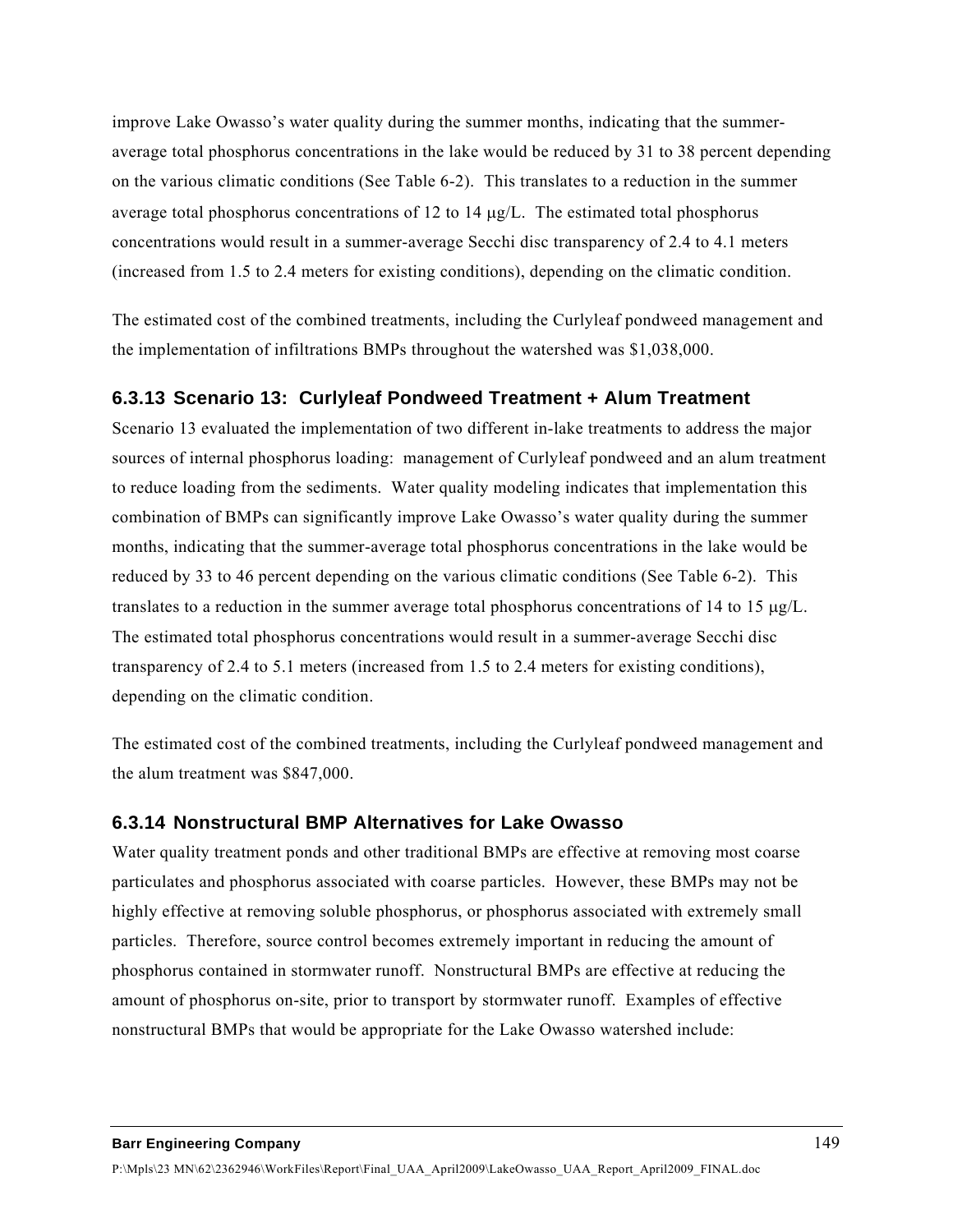improve Lake Owasso's water quality during the summer months, indicating that the summer-average total phosphorus concentrations in the lake would be reduced by 31 to 38 percent depending on the various climatic conditions (See Table 6-2). This translates to a reduction in the summer average total phosphorus concentrations of 12 to 14 μg/L. The estimated total phosphorus concentrations would result in a summer-average Secchi disc transparency of 2.4 to 4.1 meters (increased from 1.5 to 2.4 meters for existing conditions), depending on the climatic condition.

The estimated cost of the combined treatments, including the Curlyleaf pondweed management and the implementation of infiltrations BMPs throughout the watershed was $1,038,000.

### 6.3.13 Scenario 13: Curlyleaf Pondweed Treatment + Alum Treatment

Scenario 13 evaluated the implementation of two different in-lake treatments to address the major sources of internal phosphorus loading: management of Curlyleaf pondweed and an alum treatment to reduce loading from the sediments. Water quality modeling indicates that implementation this combination of BMPs can significantly improve Lake Owasso's water quality during the summer months, indicating that the summer-average total phosphorus concentrations in the lake would be reduced by 33 to 46 percent depending on the various climatic conditions (See Table 6-2). This translates to a reduction in the summer average total phosphorus concentrations of 14 to 15 μg/L. The estimated total phosphorus concentrations would result in a summer-average Secchi disc transparency of 2.4 to 5.1 meters (increased from 1.5 to 2.4 meters for existing conditions), depending on the climatic condition.

The estimated cost of the combined treatments, including the Curlyleaf pondweed management and the alum treatment was $847,000.

### 6.3.14 Nonstructural BMP Alternatives for Lake Owasso

Water quality treatment ponds and other traditional BMPs are effective at removing most coarse particulates and phosphorus associated with coarse particles. However, these BMPs may not be highly effective at removing soluble phosphorus, or phosphorus associated with extremely small particles. Therefore, source control becomes extremely important in reducing the amount of phosphorus contained in stormwater runoff. Nonstructural BMPs are effective at reducing the amount of phosphorus on-site, prior to transport by stormwater runoff. Examples of effective nonstructural BMPs that would be appropriate for the Lake Owasso watershed include: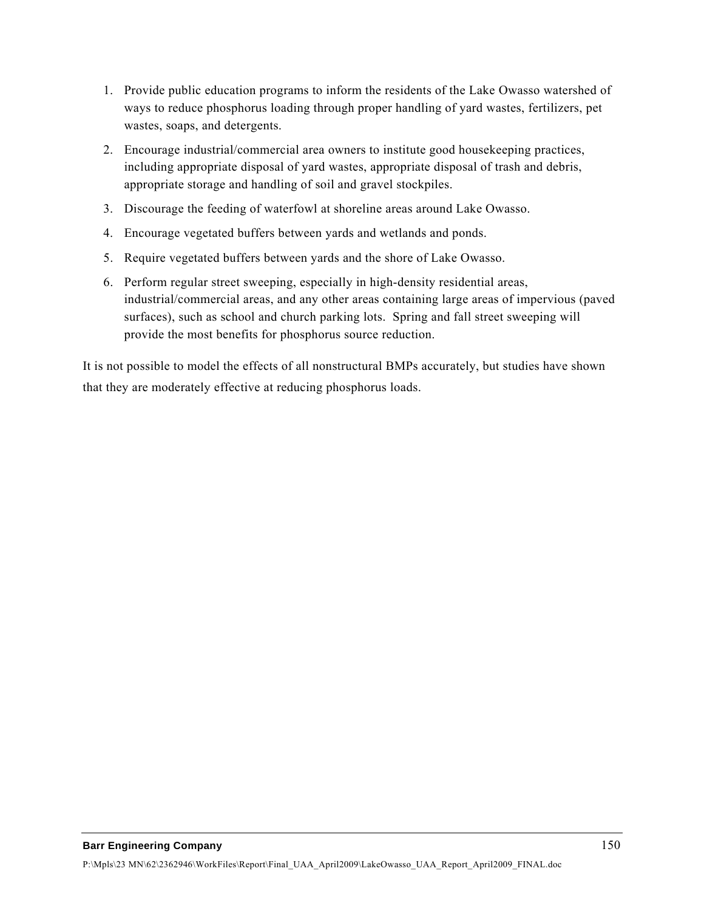1. Provide public education programs to inform the residents of the Lake Owasso watershed of ways to reduce phosphorus loading through proper handling of yard wastes, fertilizers, pet wastes, soaps, and detergents.
2. Encourage industrial/commercial area owners to institute good housekeeping practices, including appropriate disposal of yard wastes, appropriate disposal of trash and debris, appropriate storage and handling of soil and gravel stockpiles.
3. Discourage the feeding of waterfowl at shoreline areas around Lake Owasso.
4. Encourage vegetated buffers between yards and wetlands and ponds.
5. Require vegetated buffers between yards and the shore of Lake Owasso.
6. Perform regular street sweeping, especially in high-density residential areas, industrial/commercial areas, and any other areas containing large areas of impervious (paved surfaces), such as school and church parking lots. Spring and fall street sweeping will provide the most benefits for phosphorus source reduction.

It is not possible to model the effects of all nonstructural BMPs accurately, but studies have shown that they are moderately effective at reducing phosphorus loads.